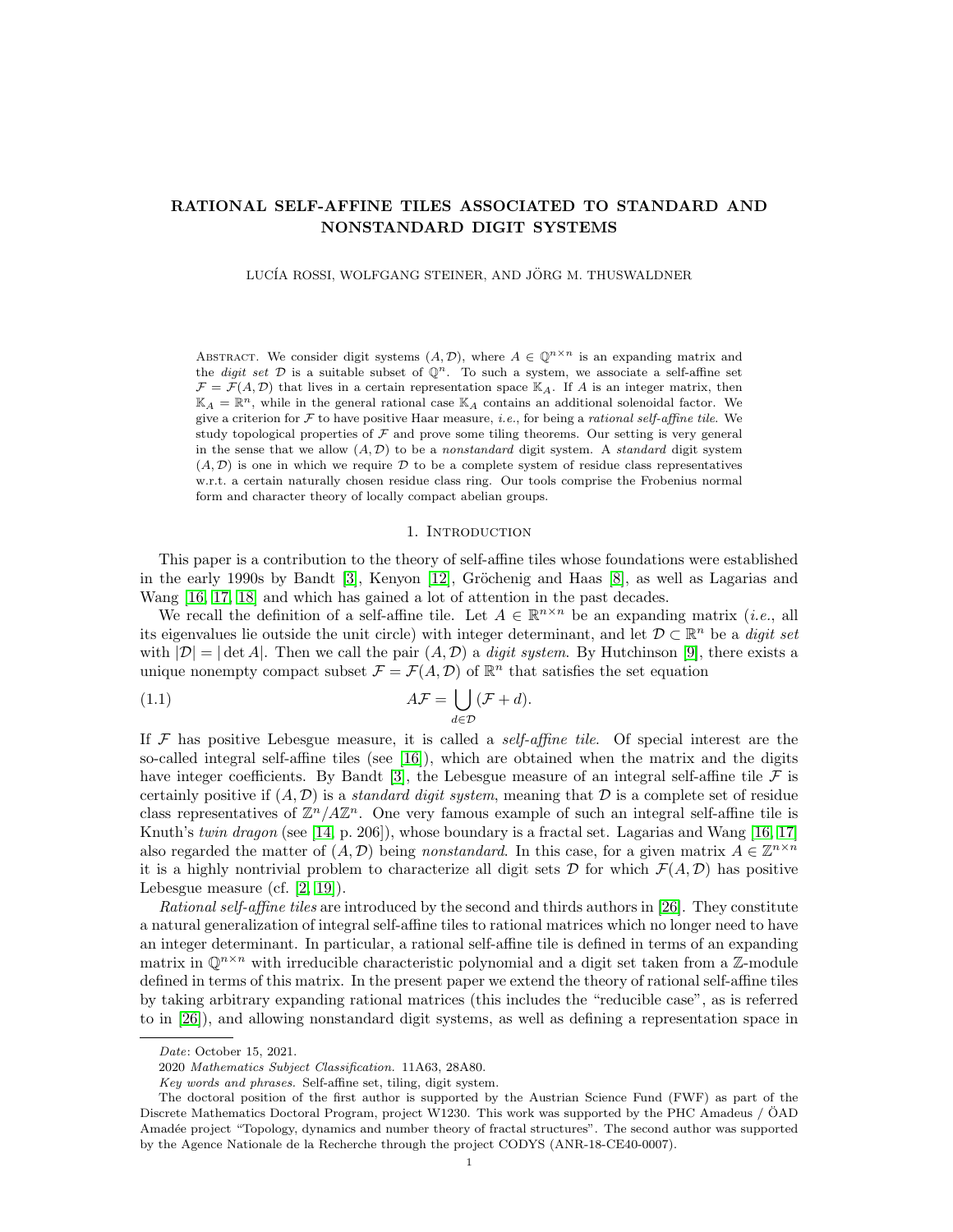# RATIONAL SELF-AFFINE TILES ASSOCIATED TO STANDARD AND NONSTANDARD DIGIT SYSTEMS

LUCÍA ROSSI, WOLFGANG STEINER, AND JÖRG M. THUSWALDNER

ABSTRACT. We consider digit systems $(A, \mathcal{D})$, where $A \in \mathbb{Q}^{n\times n}$ is an expanding matrix and the *digit set* $\mathcal{D}$ is a suitable subset of $\mathbb{Q}^n$. To such a system, we associate a self-affine set $\mathcal{F} = \mathcal{F}(A, \mathcal{D})$ that lives in a certain representation space $\mathbb{K}_A$. If $A$ is an integer matrix, then $\mathbb{K}_A = \mathbb{R}^n$, while in the general rational case $\mathbb{K}_A$ contains an additional solenoidal factor. We give a criterion for $\mathcal{F}$ to have positive Haar measure, *i.e.*, for being a *rational self-affine tile*. We study topological properties of $\mathcal{F}$ and prove some tiling theorems. Our setting is very general in the sense that we allow $(A, \mathcal{D})$ to be a *nonstandard* digit system. A *standard* digit system $(A, \mathcal{D})$ is one in which we require $\mathcal{D}$ to be a complete system of residue class representatives w.r.t. a certain naturally chosen residue class ring. Our tools comprise the Frobenius normal form and character theory of locally compact abelian groups.

## 1. INTRODUCTION

This paper is a contribution to the theory of self-affine tiles whose foundations were established in the early 1990s by Bandt [3], Kenyon [12], Gröchenig and Haas [8], as well as Lagarias and Wang [16, 17, 18] and which has gained a lot of attention in the past decades.

We recall the definition of a self-affine tile. Let $A \in \mathbb{R}^{n\times n}$ be an expanding matrix (*i.e.*, all its eigenvalues lie outside the unit circle) with integer determinant, and let $\mathcal{D} \subset \mathbb{R}^n$ be a *digit set* with $|\mathcal{D}| = |\det A|$. Then we call the pair $(A, \mathcal{D})$ a *digit system*. By Hutchinson [9], there exists a unique nonempty compact subset $\mathcal{F} = \mathcal{F}(A, \mathcal{D})$ of $\mathbb{R}^n$ that satisfies the set equation

$$A\mathcal{F} = \bigcup_{d\in\mathcal{D}} (\mathcal{F} + d). \tag{1.1}$$

If $\mathcal{F}$ has positive Lebesgue measure, it is called a *self-affine tile*. Of special interest are the so-called integral self-affine tiles (see [16]), which are obtained when the matrix and the digits have integer coefficients. By Bandt [3], the Lebesgue measure of an integral self-affine tile $\mathcal{F}$ is certainly positive if $(A, \mathcal{D})$ is a *standard digit system*, meaning that $\mathcal{D}$ is a complete set of residue class representatives of $\mathbb{Z}^n/A\mathbb{Z}^n$. One very famous example of such an integral self-affine tile is Knuth's *twin dragon* (see [14, p. 206]), whose boundary is a fractal set. Lagarias and Wang [16, 17] also regarded the matter of $(A, \mathcal{D})$ being *nonstandard*. In this case, for a given matrix $A \in \mathbb{Z}^{n\times n}$ it is a highly nontrivial problem to characterize all digit sets $\mathcal{D}$ for which $\mathcal{F}(A, \mathcal{D})$ has positive Lebesgue measure (cf. [2, 19]).

*Rational self-affine tiles* are introduced by the second and thirds authors in [26]. They constitute a natural generalization of integral self-affine tiles to rational matrices which no longer need to have an integer determinant. In particular, a rational self-affine tile is defined in terms of an expanding matrix in $\mathbb{Q}^{n\times n}$ with irreducible characteristic polynomial and a digit set taken from a $\mathbb{Z}$-module defined in terms of this matrix. In the present paper we extend the theory of rational self-affine tiles by taking arbitrary expanding rational matrices (this includes the "reducible case", as is referred to in [26]), and allowing nonstandard digit systems, as well as defining a representation space in

---

*Date*: October 15, 2021.

2020 *Mathematics Subject Classification.* 11A63, 28A80.

*Key words and phrases.* Self-affine set, tiling, digit system.

The doctoral position of the first author is supported by the Austrian Science Fund (FWF) as part of the Discrete Mathematics Doctoral Program, project W1230. This work was supported by the PHC Amadeus / ÖAD Amadée project "Topology, dynamics and number theory of fractal structures". The second author was supported by the Agence Nationale de la Recherche through the project CODYS (ANR-18-CE40-0007).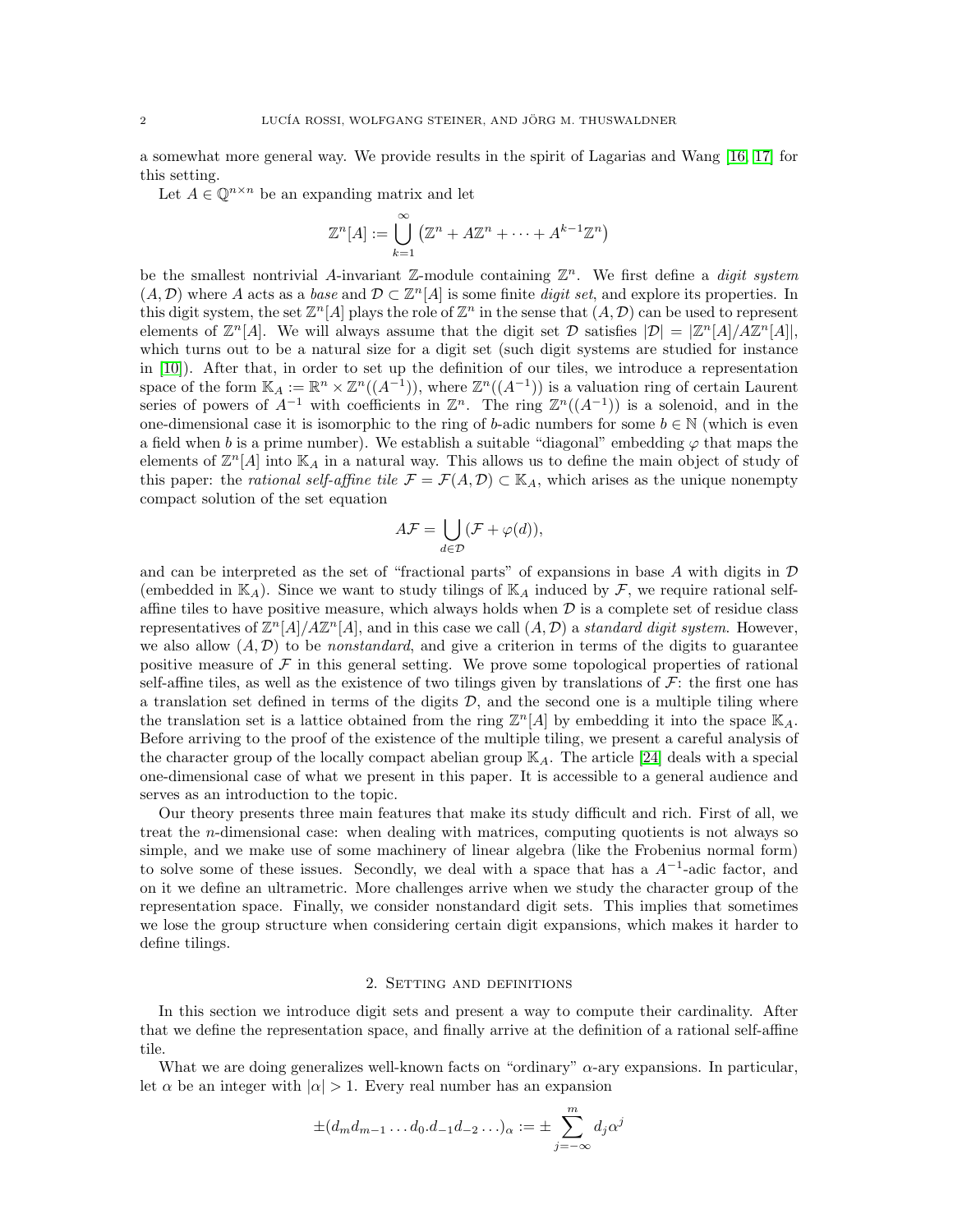a somewhat more general way. We provide results in the spirit of Lagarias and Wang [16, 17] for this setting.

Let $A \in \mathbb{Q}^{n\times n}$ be an expanding matrix and let

$$\mathbb{Z}^n[A] := \bigcup_{k=1}^{\infty} \left(\mathbb{Z}^n + A\mathbb{Z}^n + \cdots + A^{k-1}\mathbb{Z}^n\right)$$

be the smallest nontrivial $A$-invariant $\mathbb{Z}$-module containing $\mathbb{Z}^n$. We first define a *digit system* $(A, \mathcal{D})$ where $A$ acts as a *base* and $\mathcal{D} \subset \mathbb{Z}^n[A]$ is some finite *digit set*, and explore its properties. In this digit system, the set $\mathbb{Z}^n[A]$ plays the role of $\mathbb{Z}^n$ in the sense that $(A, \mathcal{D})$ can be used to represent elements of $\mathbb{Z}^n[A]$. We will always assume that the digit set $\mathcal{D}$ satisfies $|\mathcal{D}| = |\mathbb{Z}^n[A]/A\mathbb{Z}^n[A]|$, which turns out to be a natural size for a digit set (such digit systems are studied for instance in [10]). After that, in order to set up the definition of our tiles, we introduce a representation space of the form $\mathbb{K}_A := \mathbb{R}^n \times \mathbb{Z}^n((A^{-1}))$, where $\mathbb{Z}^n((A^{-1}))$ is a valuation ring of certain Laurent series of powers of $A^{-1}$ with coefficients in $\mathbb{Z}^n$. The ring $\mathbb{Z}^n((A^{-1}))$ is a solenoid, and in the one-dimensional case it is isomorphic to the ring of $b$-adic numbers for some $b \in \mathbb{N}$ (which is even a field when $b$ is a prime number). We establish a suitable "diagonal" embedding $\varphi$ that maps the elements of $\mathbb{Z}^n[A]$ into $\mathbb{K}_A$ in a natural way. This allows us to define the main object of study of this paper: the *rational self-affine tile* $\mathcal{F} = \mathcal{F}(A, \mathcal{D}) \subset \mathbb{K}_A$, which arises as the unique nonempty compact solution of the set equation

$$A\mathcal{F} = \bigcup_{d\in\mathcal{D}} (\mathcal{F} + \varphi(d)),$$

and can be interpreted as the set of "fractional parts" of expansions in base $A$ with digits in $\mathcal{D}$ (embedded in $\mathbb{K}_A$). Since we want to study tilings of $\mathbb{K}_A$ induced by $\mathcal{F}$, we require rational self-affine tiles to have positive measure, which always holds when $\mathcal{D}$ is a complete set of residue class representatives of $\mathbb{Z}^n[A]/A\mathbb{Z}^n[A]$, and in this case we call $(A, \mathcal{D})$ a *standard digit system*. However, we also allow $(A, \mathcal{D})$ to be *nonstandard*, and give a criterion in terms of the digits to guarantee positive measure of $\mathcal{F}$ in this general setting. We prove some topological properties of rational self-affine tiles, as well as the existence of two tilings given by translations of $\mathcal{F}$: the first one has a translation set defined in terms of the digits $\mathcal{D}$, and the second one is a multiple tiling where the translation set is a lattice obtained from the ring $\mathbb{Z}^n[A]$ by embedding it into the space $\mathbb{K}_A$. Before arriving to the proof of the existence of the multiple tiling, we present a careful analysis of the character group of the locally compact abelian group $\mathbb{K}_A$. The article [24] deals with a special one-dimensional case of what we present in this paper. It is accessible to a general audience and serves as an introduction to the topic.

Our theory presents three main features that make its study difficult and rich. First of all, we treat the $n$-dimensional case: when dealing with matrices, computing quotients is not always so simple, and we make use of some machinery of linear algebra (like the Frobenius normal form) to solve some of these issues. Secondly, we deal with a space that has a $A^{-1}$-adic factor, and on it we define an ultrametric. More challenges arrive when we study the character group of the representation space. Finally, we consider nonstandard digit sets. This implies that sometimes we lose the group structure when considering certain digit expansions, which makes it harder to define tilings.

## 2. Setting and definitions

In this section we introduce digit sets and present a way to compute their cardinality. After that we define the representation space, and finally arrive at the definition of a rational self-affine tile.

What we are doing generalizes well-known facts on "ordinary" $\alpha$-ary expansions. In particular, let $\alpha$ be an integer with $|\alpha| > 1$. Every real number has an expansion

$$\pm(d_m d_{m-1} \dots d_0.d_{-1}d_{-2}\dots)_\alpha := \pm\sum_{j=-\infty}^{m} d_j\alpha^j$$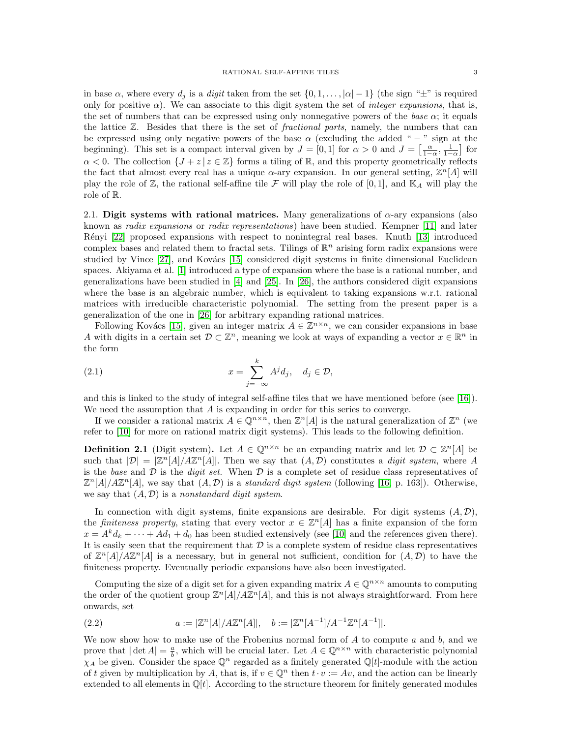in base $\alpha$, where every $d_j$ is a *digit* taken from the set $\{0, 1, \ldots, |\alpha| - 1\}$ (the sign "$\pm$" is required only for positive $\alpha$). We can associate to this digit system the set of *integer expansions*, that is, the set of numbers that can be expressed using only nonnegative powers of the *base* $\alpha$; it equals the lattice $\mathbb{Z}$. Besides that there is the set of *fractional parts*, namely, the numbers that can be expressed using only negative powers of the base $\alpha$ (excluding the added "$-$" sign at the beginning). This set is a compact interval given by $J = [0, 1]$ for $\alpha > 0$ and $J = \left[\frac{\alpha}{1-\alpha}, \frac{1}{1-\alpha}\right]$ for $\alpha < 0$. The collection $\{J + z \mid z \in \mathbb{Z}\}$ forms a tiling of $\mathbb{R}$, and this property geometrically reflects the fact that almost every real has a unique $\alpha$-ary expansion. In our general setting, $\mathbb{Z}^n[A]$ will play the role of $\mathbb{Z}$, the rational self-affine tile $\mathcal{F}$ will play the role of $[0, 1]$, and $\mathbb{K}_A$ will play the role of $\mathbb{R}$.

## 2.1. Digit systems with rational matrices.

Many generalizations of $\alpha$-ary expansions (also known as *radix expansions* or *radix representations*) have been studied. Kempner [11] and later Rényi [22] proposed expansions with respect to nonintegral real bases. Knuth [13] introduced complex bases and related them to fractal sets. Tilings of $\mathbb{R}^n$ arising form radix expansions were studied by Vince [27], and Kovács [15] considered digit systems in finite dimensional Euclidean spaces. Akiyama et al. [1] introduced a type of expansion where the base is a rational number, and generalizations have been studied in [4] and [25]. In [26], the authors considered digit expansions where the base is an algebraic number, which is equivalent to taking expansions w.r.t. rational matrices with irreducible characteristic polynomial. The setting from the present paper is a generalization of the one in [26] for arbitrary expanding rational matrices.

Following Kovács [15], given an integer matrix $A \in \mathbb{Z}^{n\times n}$, we can consider expansions in base $A$ with digits in a certain set $\mathcal{D} \subset \mathbb{Z}^n$, meaning we look at ways of expanding a vector $x \in \mathbb{R}^n$ in the form

$$x = \sum_{j=-\infty}^{k} A^j d_j, \quad d_j \in \mathcal{D}, \tag{2.1}$$

and this is linked to the study of integral self-affine tiles that we have mentioned before (see [16]). We need the assumption that $A$ is expanding in order for this series to converge.

If we consider a rational matrix $A \in \mathbb{Q}^{n\times n}$, then $\mathbb{Z}^n[A]$ is the natural generalization of $\mathbb{Z}^n$ (we refer to [10] for more on rational matrix digit systems). This leads to the following definition.

**Definition 2.1** (Digit system)**.** Let $A \in \mathbb{Q}^{n\times n}$ be an expanding matrix and let $\mathcal{D} \subset \mathbb{Z}^n[A]$ be such that $|\mathcal{D}| = |\mathbb{Z}^n[A]/A\mathbb{Z}^n[A]|$. Then we say that $(A, \mathcal{D})$ constitutes a *digit system*, where $A$ is the *base* and $\mathcal{D}$ is the *digit set*. When $\mathcal{D}$ is a complete set of residue class representatives of $\mathbb{Z}^n[A]/A\mathbb{Z}^n[A]$, we say that $(A, \mathcal{D})$ is a *standard digit system* (following [16, p. 163]). Otherwise, we say that $(A, \mathcal{D})$ is a *nonstandard digit system*.

In connection with digit systems, finite expansions are desirable. For digit systems $(A, \mathcal{D})$, the *finiteness property*, stating that every vector $x \in \mathbb{Z}^n[A]$ has a finite expansion of the form $x = A^k d_k + \cdots + A d_1 + d_0$ has been studied extensively (see [10] and the references given there). It is easily seen that the requirement that $\mathcal{D}$ is a complete system of residue class representatives of $\mathbb{Z}^n[A]/A\mathbb{Z}^n[A]$ is a necessary, but in general not sufficient, condition for $(A, \mathcal{D})$ to have the finiteness property. Eventually periodic expansions have also been investigated.

Computing the size of a digit set for a given expanding matrix $A \in \mathbb{Q}^{n\times n}$ amounts to computing the order of the quotient group $\mathbb{Z}^n[A]/A\mathbb{Z}^n[A]$, and this is not always straightforward. From here onwards, set

$$a := |\mathbb{Z}^n[A]/A\mathbb{Z}^n[A]|, \quad b := |\mathbb{Z}^n[A^{-1}]/A^{-1}\mathbb{Z}^n[A^{-1}]|. \tag{2.2}$$

We now show how to make use of the Frobenius normal form of $A$ to compute $a$ and $b$, and we prove that $|\det A| = \frac{a}{b}$, which will be crucial later. Let $A \in \mathbb{Q}^{n\times n}$ with characteristic polynomial $\chi_A$ be given. Consider the space $\mathbb{Q}^n$ regarded as a finitely generated $\mathbb{Q}[t]$-module with the action of $t$ given by multiplication by $A$, that is, if $v \in \mathbb{Q}^n$ then $t \cdot v := Av$, and the action can be linearly extended to all elements in $\mathbb{Q}[t]$. According to the structure theorem for finitely generated modules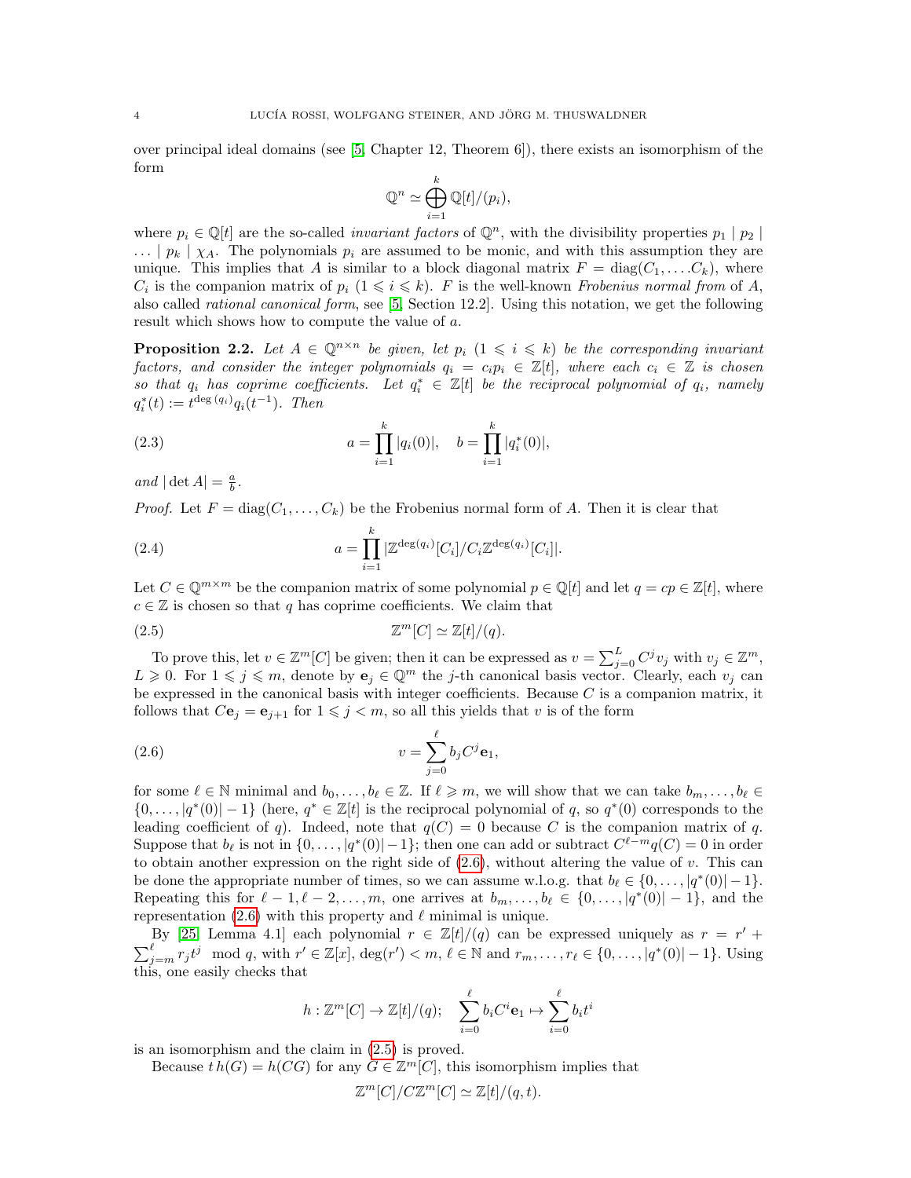over principal ideal domains (see [5, Chapter 12, Theorem 6]), there exists an isomorphism of the form

$$\mathbb{Q}^n \simeq \bigoplus_{i=1}^{k} \mathbb{Q}[t]/(p_i),$$

where $p_i \in \mathbb{Q}[t]$ are the so-called *invariant factors* of $\mathbb{Q}^n$, with the divisibility properties $p_1 \mid p_2 \mid \ldots \mid p_k \mid \chi_A$. The polynomials $p_i$ are assumed to be monic, and with this assumption they are unique. This implies that $A$ is similar to a block diagonal matrix $F = \operatorname{diag}(C_1, \ldots, C_k)$, where $C_i$ is the companion matrix of $p_i$ ($1 \leqslant i \leqslant k$). $F$ is the well-known *Frobenius normal from* of $A$, also called *rational canonical form*, see [5, Section 12.2]. Using this notation, we get the following result which shows how to compute the value of $a$.

**Proposition 2.2.** *Let $A \in \mathbb{Q}^{n\times n}$ be given, let $p_i$ ($1 \leqslant i \leqslant k$) be the corresponding invariant factors, and consider the integer polynomials $q_i = c_i p_i \in \mathbb{Z}[t]$, where each $c_i \in \mathbb{Z}$ is chosen so that $q_i$ has coprime coefficients. Let $q_i^* \in \mathbb{Z}[t]$ be the reciprocal polynomial of $q_i$, namely $q_i^*(t) := t^{\deg(q_i)} q_i(t^{-1})$. Then*

$$a = \prod_{i=1}^{k} |q_i(0)|, \quad b = \prod_{i=1}^{k} |q_i^*(0)|, \tag{2.3}$$

*and $|\det A| = \frac{a}{b}$.*

*Proof.* Let $F = \operatorname{diag}(C_1, \ldots, C_k)$ be the Frobenius normal form of $A$. Then it is clear that

$$a = \prod_{i=1}^{k} |\mathbb{Z}^{\deg(q_i)}[C_i]/C_i\mathbb{Z}^{\deg(q_i)}[C_i]|. \tag{2.4}$$

Let $C \in \mathbb{Q}^{m\times m}$ be the companion matrix of some polynomial $p \in \mathbb{Q}[t]$ and let $q = cp \in \mathbb{Z}[t]$, where $c \in \mathbb{Z}$ is chosen so that $q$ has coprime coefficients. We claim that

$$\mathbb{Z}^m[C] \simeq \mathbb{Z}[t]/(q). \tag{2.5}$$

To prove this, let $v \in \mathbb{Z}^m[C]$ be given; then it can be expressed as $v = \sum_{j=0}^{L} C^j v_j$ with $v_j \in \mathbb{Z}^m$, $L \geqslant 0$. For $1 \leqslant j \leqslant m$, denote by $\mathbf{e}_j \in \mathbb{Q}^m$ the $j$-th canonical basis vector. Clearly, each $v_j$ can be expressed in the canonical basis with integer coefficients. Because $C$ is a companion matrix, it follows that $C\mathbf{e}_j = \mathbf{e}_{j+1}$ for $1 \leqslant j < m$, so all this yields that $v$ is of the form

$$v = \sum_{j=0}^{\ell} b_j C^j \mathbf{e}_1, \tag{2.6}$$

for some $\ell \in \mathbb{N}$ minimal and $b_0, \ldots, b_\ell \in \mathbb{Z}$. If $\ell \geqslant m$, we will show that we can take $b_m, \ldots, b_\ell \in \{0, \ldots, |q^*(0)| - 1\}$ (here, $q^* \in \mathbb{Z}[t]$ is the reciprocal polynomial of $q$, so $q^*(0)$ corresponds to the leading coefficient of $q$). Indeed, note that $q(C) = 0$ because $C$ is the companion matrix of $q$. Suppose that $b_\ell$ is not in $\{0, \ldots, |q^*(0)|-1\}$; then one can add or subtract $C^{\ell-m}q(C) = 0$ in order to obtain another expression on the right side of (2.6), without altering the value of $v$. This can be done the appropriate number of times, so we can assume w.l.o.g. that $b_\ell \in \{0, \ldots, |q^*(0)| - 1\}$. Repeating this for $\ell - 1, \ell - 2, \ldots, m$, one arrives at $b_m, \ldots, b_\ell \in \{0, \ldots, |q^*(0)| - 1\}$, and the representation (2.6) with this property and $\ell$ minimal is unique.

By [25, Lemma 4.1] each polynomial $r \in \mathbb{Z}[t]/(q)$ can be expressed uniquely as $r = r' + \sum_{j=m}^{\ell} r_j t^j \mod q$, with $r' \in \mathbb{Z}[x]$, $\deg(r') < m$, $\ell \in \mathbb{N}$ and $r_m, \ldots, r_\ell \in \{0, \ldots, |q^*(0)| - 1\}$. Using this, one easily checks that

$$h : \mathbb{Z}^m[C] \to \mathbb{Z}[t]/(q); \quad \sum_{i=0}^{\ell} b_i C^i \mathbf{e}_1 \mapsto \sum_{i=0}^{\ell} b_i t^i$$

is an isomorphism and the claim in (2.5) is proved.

Because $t\, h(G) = h(CG)$ for any $G \in \mathbb{Z}^m[C]$, this isomorphism implies that

$$\mathbb{Z}^m[C]/C\mathbb{Z}^m[C] \simeq \mathbb{Z}[t]/(q, t).$$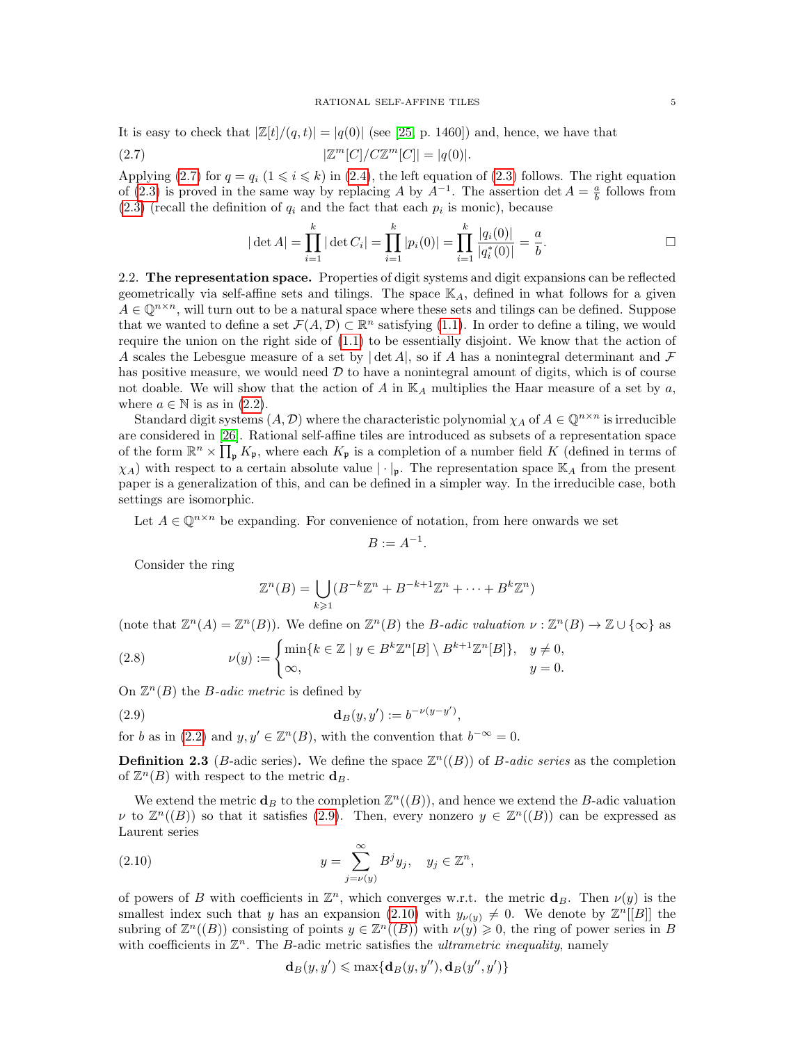It is easy to check that $|\mathbb{Z}[t]/(q,t)| = |q(0)|$ (see [25, p. 1460]) and, hence, we have that

$$|\mathbb{Z}^m[C]/C\mathbb{Z}^m[C]| = |q(0)|. \tag{2.7}$$

Applying (2.7) for $q = q_i$ ($1 \leqslant i \leqslant k$) in (2.4), the left equation of (2.3) follows. The right equation of (2.3) is proved in the same way by replacing $A$ by $A^{-1}$. The assertion $\det A = \frac{a}{b}$ follows from (2.3) (recall the definition of $q_i$ and the fact that each $p_i$ is monic), because

$$|\det A| = \prod_{i=1}^{k} |\det C_i| = \prod_{i=1}^{k} |p_i(0)| = \prod_{i=1}^{k} \frac{|q_i(0)|}{|q_i^*(0)|} = \frac{a}{b}. \qquad \square$$

2.2. **The representation space.** Properties of digit systems and digit expansions can be reflected geometrically via self-affine sets and tilings. The space $\mathbb{K}_A$, defined in what follows for a given $A \in \mathbb{Q}^{n\times n}$, will turn out to be a natural space where these sets and tilings can be defined. Suppose that we wanted to define a set $\mathcal{F}(A,\mathcal{D}) \subset \mathbb{R}^n$ satisfying (1.1). In order to define a tiling, we would require the union on the right side of (1.1) to be essentially disjoint. We know that the action of $A$ scales the Lebesgue measure of a set by $|\det A|$, so if $A$ has a nonintegral determinant and $\mathcal{F}$ has positive measure, we would need $\mathcal{D}$ to have a nonintegral amount of digits, which is of course not doable. We will show that the action of $A$ in $\mathbb{K}_A$ multiplies the Haar measure of a set by $a$, where $a \in \mathbb{N}$ is as in (2.2).

Standard digit systems $(A,\mathcal{D})$ where the characteristic polynomial $\chi_A$ of $A \in \mathbb{Q}^{n\times n}$ is irreducible are considered in [26]. Rational self-affine tiles are introduced as subsets of a representation space of the form $\mathbb{R}^n \times \prod_{\mathfrak{p}} K_{\mathfrak{p}}$, where each $K_{\mathfrak{p}}$ is a completion of a number field $K$ (defined in terms of $\chi_A$) with respect to a certain absolute value $|\cdot|_{\mathfrak{p}}$. The representation space $\mathbb{K}_A$ from the present paper is a generalization of this, and can be defined in a simpler way. In the irreducible case, both settings are isomorphic.

Let $A \in \mathbb{Q}^{n\times n}$ be expanding. For convenience of notation, from here onwards we set

$$B := A^{-1}.$$

Consider the ring

$$\mathbb{Z}^n(B) = \bigcup_{k\geqslant 1} (B^{-k}\mathbb{Z}^n + B^{-k+1}\mathbb{Z}^n + \cdots + B^k\mathbb{Z}^n)$$

(note that $\mathbb{Z}^n(A) = \mathbb{Z}^n(B)$). We define on $\mathbb{Z}^n(B)$ the *B-adic valuation* $\nu : \mathbb{Z}^n(B) \to \mathbb{Z}\cup\{\infty\}$ as

$$\nu(y) := \begin{cases} \min\{k \in \mathbb{Z} \mid y \in B^k\mathbb{Z}^n[B] \setminus B^{k+1}\mathbb{Z}^n[B]\}, & y \neq 0, \\ \infty, & y = 0. \end{cases} \tag{2.8}$$

On $\mathbb{Z}^n(B)$ the *B-adic metric* is defined by

$$\mathbf{d}_B(y,y') := b^{-\nu(y-y')}, \tag{2.9}$$

for $b$ as in (2.2) and $y, y' \in \mathbb{Z}^n(B)$, with the convention that $b^{-\infty} = 0$.

**Definition 2.3** (*B*-adic series)**.** We define the space $\mathbb{Z}^n((B))$ of *B-adic series* as the completion of $\mathbb{Z}^n(B)$ with respect to the metric $\mathbf{d}_B$.

We extend the metric $\mathbf{d}_B$ to the completion $\mathbb{Z}^n((B))$, and hence we extend the $B$-adic valuation $\nu$ to $\mathbb{Z}^n((B))$ so that it satisfies (2.9). Then, every nonzero $y \in \mathbb{Z}^n((B))$ can be expressed as Laurent series

$$y = \sum_{j=\nu(y)}^{\infty} B^j y_j, \quad y_j \in \mathbb{Z}^n, \tag{2.10}$$

of powers of $B$ with coefficients in $\mathbb{Z}^n$, which converges w.r.t. the metric $\mathbf{d}_B$. Then $\nu(y)$ is the smallest index such that $y$ has an expansion (2.10) with $y_{\nu(y)} \neq 0$. We denote by $\mathbb{Z}^n[[B]]$ the subring of $\mathbb{Z}^n((B))$ consisting of points $y \in \mathbb{Z}^n((B))$ with $\nu(y) \geqslant 0$, the ring of power series in $B$ with coefficients in $\mathbb{Z}^n$. The $B$-adic metric satisfies the *ultrametric inequality*, namely

$$\mathbf{d}_B(y,y') \leqslant \max\{\mathbf{d}_B(y,y''), \mathbf{d}_B(y'',y')\}$$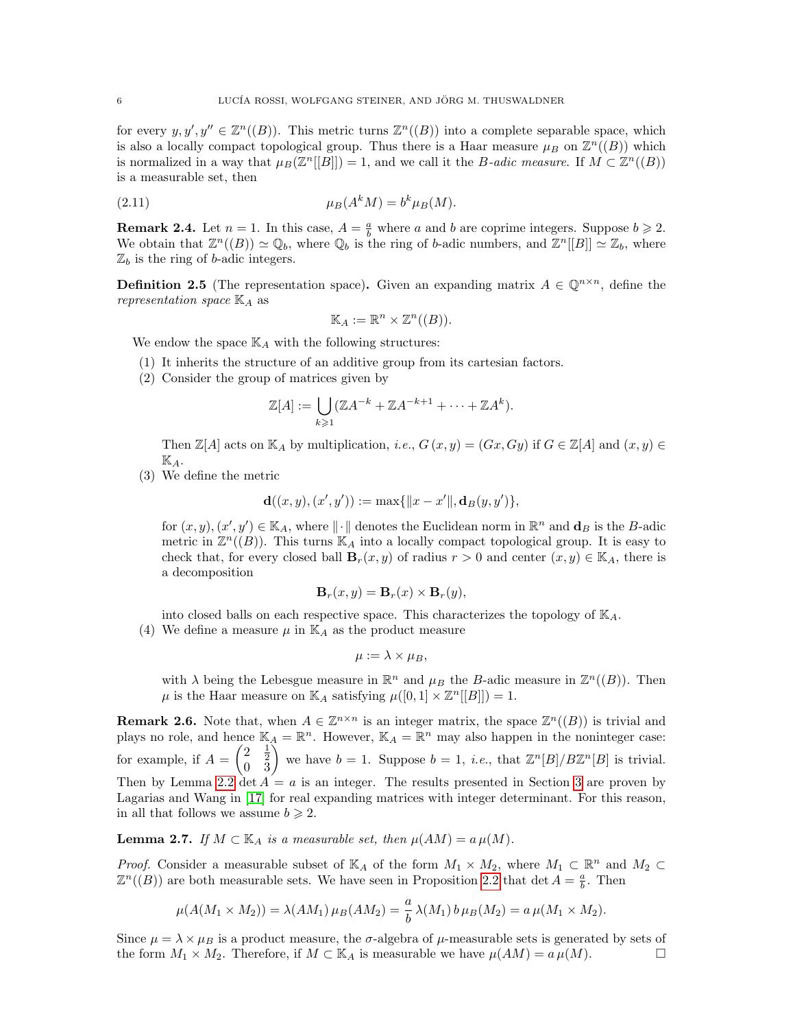for every $y, y', y'' \in \mathbb{Z}^n((B))$. This metric turns $\mathbb{Z}^n((B))$ into a complete separable space, which is also a locally compact topological group. Thus there is a Haar measure $\mu_B$ on $\mathbb{Z}^n((B))$ which is normalized in a way that $\mu_B(\mathbb{Z}^n[[B]]) = 1$, and we call it the *B-adic measure*. If $M \subset \mathbb{Z}^n((B))$ is a measurable set, then

$$\mu_B(A^k M) = b^k \mu_B(M). \tag{2.11}$$

**Remark 2.4.** Let $n = 1$. In this case, $A = \frac{a}{b}$ where $a$ and $b$ are coprime integers. Suppose $b \geqslant 2$. We obtain that $\mathbb{Z}^n((B)) \simeq \mathbb{Q}_b$, where $\mathbb{Q}_b$ is the ring of $b$-adic numbers, and $\mathbb{Z}^n[[B]] \simeq \mathbb{Z}_b$, where $\mathbb{Z}_b$ is the ring of $b$-adic integers.

**Definition 2.5** (The representation space)**.** Given an expanding matrix $A \in \mathbb{Q}^{n\times n}$, define the *representation space* $\mathbb{K}_A$ as

$$\mathbb{K}_A := \mathbb{R}^n \times \mathbb{Z}^n((B)).$$

We endow the space $\mathbb{K}_A$ with the following structures:

(1) It inherits the structure of an additive group from its cartesian factors.

(2) Consider the group of matrices given by

$$\mathbb{Z}[A] := \bigcup_{k\geqslant 1} (\mathbb{Z}A^{-k} + \mathbb{Z}A^{-k+1} + \cdots + \mathbb{Z}A^k).$$

Then $\mathbb{Z}[A]$ acts on $\mathbb{K}_A$ by multiplication, *i.e.*, $G\,(x, y) = (Gx, Gy)$ if $G \in \mathbb{Z}[A]$ and $(x, y) \in \mathbb{K}_A$.

(3) We define the metric

$$\mathbf{d}((x, y), (x', y')) := \max\{\|x - x'\|, \mathbf{d}_B(y, y')\},$$

for $(x, y), (x', y') \in \mathbb{K}_A$, where $\|\cdot\|$ denotes the Euclidean norm in $\mathbb{R}^n$ and $\mathbf{d}_B$ is the $B$-adic metric in $\mathbb{Z}^n((B))$. This turns $\mathbb{K}_A$ into a locally compact topological group. It is easy to check that, for every closed ball $\mathbf{B}_r(x, y)$ of radius $r > 0$ and center $(x, y) \in \mathbb{K}_A$, there is a decomposition

$$\mathbf{B}_r(x, y) = \mathbf{B}_r(x) \times \mathbf{B}_r(y),$$

into closed balls on each respective space. This characterizes the topology of $\mathbb{K}_A$.

(4) We define a measure $\mu$ in $\mathbb{K}_A$ as the product measure

$$\mu := \lambda \times \mu_B,$$

with $\lambda$ being the Lebesgue measure in $\mathbb{R}^n$ and $\mu_B$ the $B$-adic measure in $\mathbb{Z}^n((B))$. Then $\mu$ is the Haar measure on $\mathbb{K}_A$ satisfying $\mu([0, 1] \times \mathbb{Z}^n[[B]]) = 1$.

**Remark 2.6.** Note that, when $A \in \mathbb{Z}^{n\times n}$ is an integer matrix, the space $\mathbb{Z}^n((B))$ is trivial and plays no role, and hence $\mathbb{K}_A = \mathbb{R}^n$. However, $\mathbb{K}_A = \mathbb{R}^n$ may also happen in the noninteger case: for example, if $A = \begin{pmatrix} 2 & \frac{1}{2} \\ 0 & 3 \end{pmatrix}$ we have $b = 1$. Suppose $b = 1$, *i.e.*, that $\mathbb{Z}^n[B]/B\mathbb{Z}^n[B]$ is trivial. Then by Lemma 2.2 $\det A = a$ is an integer. The results presented in Section 3 are proven by Lagarias and Wang in [17] for real expanding matrices with integer determinant. For this reason, in all that follows we assume $b \geqslant 2$.

**Lemma 2.7.** *If $M \subset \mathbb{K}_A$ is a measurable set, then $\mu(AM) = a\,\mu(M)$.*

*Proof.* Consider a measurable subset of $\mathbb{K}_A$ of the form $M_1 \times M_2$, where $M_1 \subset \mathbb{R}^n$ and $M_2 \subset \mathbb{Z}^n((B))$ are both measurable sets. We have seen in Proposition 2.2 that $\det A = \frac{a}{b}$. Then

$$\mu(A(M_1 \times M_2)) = \lambda(AM_1)\,\mu_B(AM_2) = \frac{a}{b}\,\lambda(M_1)\,b\,\mu_B(M_2) = a\,\mu(M_1 \times M_2).$$

Since $\mu = \lambda \times \mu_B$ is a product measure, the $\sigma$-algebra of $\mu$-measurable sets is generated by sets of the form $M_1 \times M_2$. Therefore, if $M \subset \mathbb{K}_A$ is measurable we have $\mu(AM) = a\,\mu(M)$. $\square$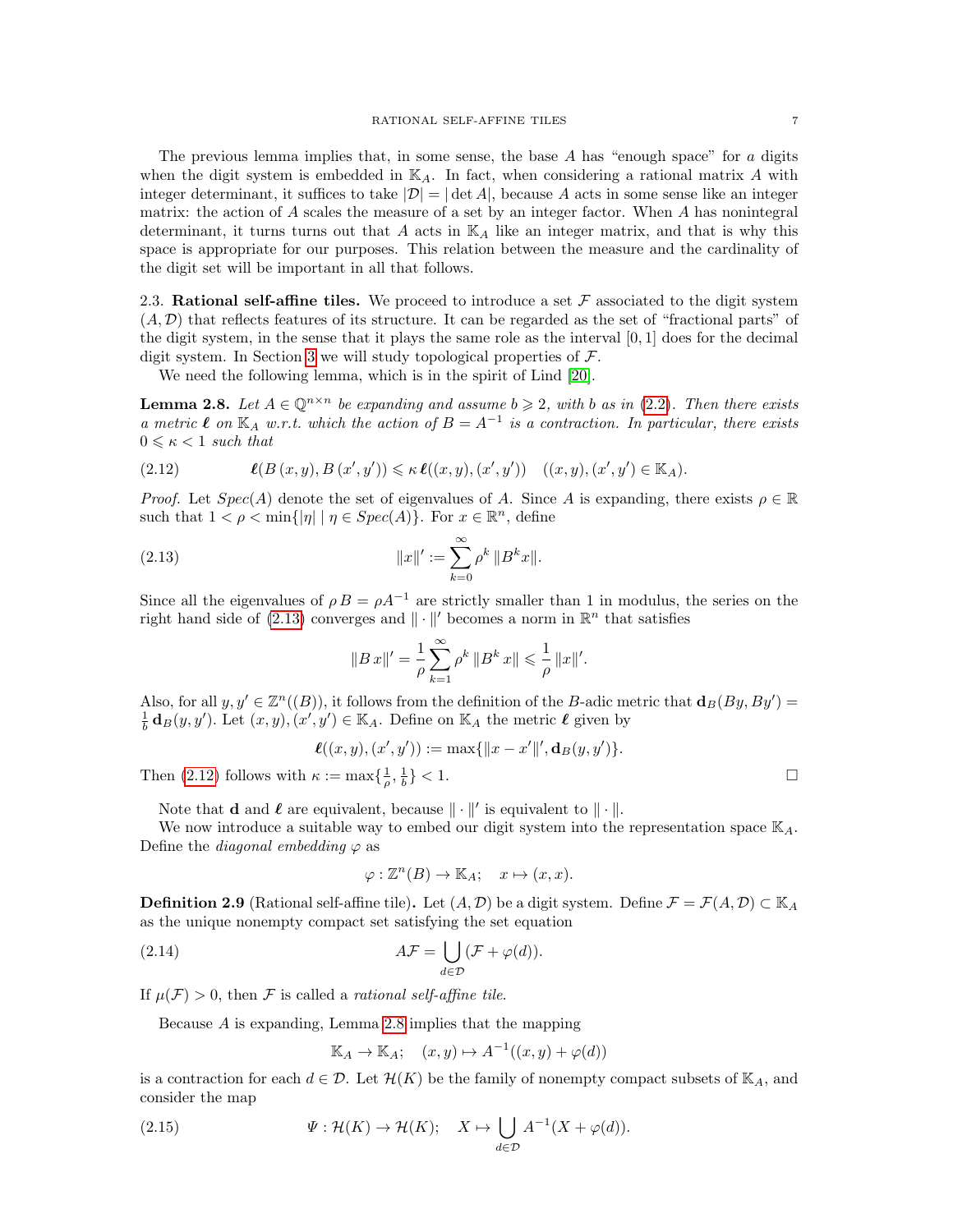The previous lemma implies that, in some sense, the base $A$ has "enough space" for $a$ digits when the digit system is embedded in $\mathbb{K}_A$. In fact, when considering a rational matrix $A$ with integer determinant, it suffices to take $|\mathcal{D}| = |\det A|$, because $A$ acts in some sense like an integer matrix: the action of $A$ scales the measure of a set by an integer factor. When $A$ has nonintegral determinant, it turns turns out that $A$ acts in $\mathbb{K}_A$ like an integer matrix, and that is why this space is appropriate for our purposes. This relation between the measure and the cardinality of the digit set will be important in all that follows.

### 2.3. Rational self-affine tiles.

We proceed to introduce a set $\mathcal{F}$ associated to the digit system $(A, \mathcal{D})$ that reflects features of its structure. It can be regarded as the set of "fractional parts" of the digit system, in the sense that it plays the same role as the interval $[0, 1]$ does for the decimal digit system. In Section 3 we will study topological properties of $\mathcal{F}$.

We need the following lemma, which is in the spirit of Lind [20].

**Lemma 2.8.** *Let $A \in \mathbb{Q}^{n\times n}$ be expanding and assume $b \geqslant 2$, with $b$ as in (2.2). Then there exists a metric $\boldsymbol{\ell}$ on $\mathbb{K}_A$ w.r.t. which the action of $B = A^{-1}$ is a contraction. In particular, there exists $0 \leqslant \kappa < 1$ such that*

$$\boldsymbol{\ell}(B\,(x, y), B\,(x', y')) \leqslant \kappa\,\boldsymbol{\ell}((x, y), (x', y')) \quad ((x, y), (x', y') \in \mathbb{K}_A). \tag{2.12}$$

*Proof.* Let $Spec(A)$ denote the set of eigenvalues of $A$. Since $A$ is expanding, there exists $\rho \in \mathbb{R}$ such that $1 < \rho < \min\{|\eta| \mid \eta \in Spec(A)\}$. For $x \in \mathbb{R}^n$, define

$$\|x\|' := \sum_{k=0}^{\infty} \rho^k\,\|B^k x\|. \tag{2.13}$$

Since all the eigenvalues of $\rho\,B = \rho A^{-1}$ are strictly smaller than 1 in modulus, the series on the right hand side of (2.13) converges and $\|\cdot\|'$ becomes a norm in $\mathbb{R}^n$ that satisfies

$$\|B\,x\|' = \frac{1}{\rho}\sum_{k=1}^{\infty} \rho^k\,\|B^k\,x\| \leqslant \frac{1}{\rho}\,\|x\|'.$$

Also, for all $y, y' \in \mathbb{Z}^n((B))$, it follows from the definition of the $B$-adic metric that $\mathbf{d}_B(By, By') = \frac{1}{b}\,\mathbf{d}_B(y, y')$. Let $(x, y), (x', y') \in \mathbb{K}_A$. Define on $\mathbb{K}_A$ the metric $\boldsymbol{\ell}$ given by

$$\boldsymbol{\ell}((x, y), (x', y')) := \max\{\|x - x'\|', \mathbf{d}_B(y, y')\}.$$

Then (2.12) follows with $\kappa := \max\{\frac{1}{\rho}, \frac{1}{b}\} < 1$. $\square$

Note that $\mathbf{d}$ and $\boldsymbol{\ell}$ are equivalent, because $\|\cdot\|'$ is equivalent to $\|\cdot\|$.

We now introduce a suitable way to embed our digit system into the representation space $\mathbb{K}_A$. Define the *diagonal embedding* $\varphi$ as

$$\varphi : \mathbb{Z}^n(B) \to \mathbb{K}_A; \quad x \mapsto (x, x).$$

**Definition 2.9** (Rational self-affine tile)**.** Let $(A, \mathcal{D})$ be a digit system. Define $\mathcal{F} = \mathcal{F}(A, \mathcal{D}) \subset \mathbb{K}_A$ as the unique nonempty compact set satisfying the set equation

$$A\mathcal{F} = \bigcup_{d\in\mathcal{D}} (\mathcal{F} + \varphi(d)). \tag{2.14}$$

If $\mu(\mathcal{F}) > 0$, then $\mathcal{F}$ is called a *rational self-affine tile*.

Because $A$ is expanding, Lemma 2.8 implies that the mapping

$$\mathbb{K}_A \to \mathbb{K}_A; \quad (x, y) \mapsto A^{-1}((x, y) + \varphi(d))$$

is a contraction for each $d \in \mathcal{D}$. Let $\mathcal{H}(K)$ be the family of nonempty compact subsets of $\mathbb{K}_A$, and consider the map

$$\Psi : \mathcal{H}(K) \to \mathcal{H}(K); \quad X \mapsto \bigcup_{d\in\mathcal{D}} A^{-1}(X + \varphi(d)). \tag{2.15}$$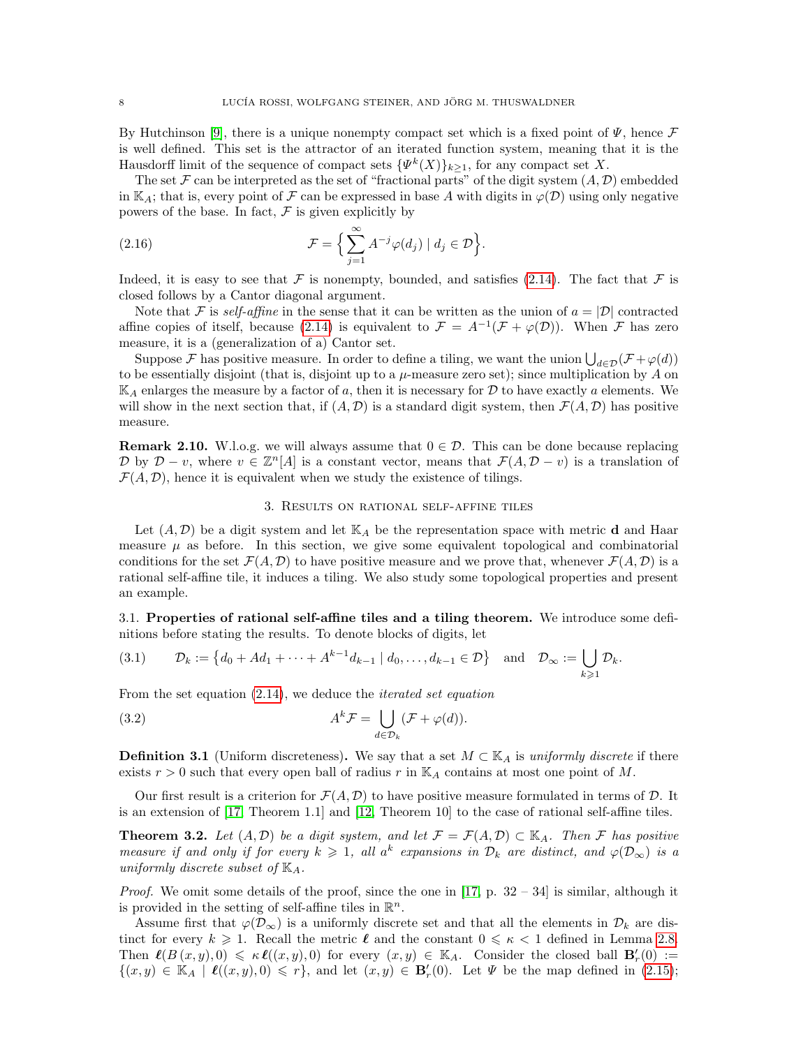By Hutchinson [9], there is a unique nonempty compact set which is a fixed point of $\Psi$, hence $\mathcal{F}$ is well defined. This set is the attractor of an iterated function system, meaning that it is the Hausdorff limit of the sequence of compact sets $\{\Psi^k(X)\}_{k\geq 1}$, for any compact set $X$.

The set $\mathcal{F}$ can be interpreted as the set of "fractional parts" of the digit system $(A,\mathcal{D})$ embedded in $\mathbb{K}_A$; that is, every point of $\mathcal{F}$ can be expressed in base $A$ with digits in $\varphi(\mathcal{D})$ using only negative powers of the base. In fact, $\mathcal{F}$ is given explicitly by

$$\mathcal{F} = \Big\{ \sum_{j=1}^{\infty} A^{-j}\varphi(d_j) \mid d_j \in \mathcal{D} \Big\}. \tag{2.16}$$

Indeed, it is easy to see that $\mathcal{F}$ is nonempty, bounded, and satisfies (2.14). The fact that $\mathcal{F}$ is closed follows by a Cantor diagonal argument.

Note that $\mathcal{F}$ is *self-affine* in the sense that it can be written as the union of $a = |\mathcal{D}|$ contracted affine copies of itself, because (2.14) is equivalent to $\mathcal{F} = A^{-1}(\mathcal{F} + \varphi(\mathcal{D}))$. When $\mathcal{F}$ has zero measure, it is a (generalization of a) Cantor set.

Suppose $\mathcal{F}$ has positive measure. In order to define a tiling, we want the union $\bigcup_{d\in\mathcal{D}}(\mathcal{F}+\varphi(d))$ to be essentially disjoint (that is, disjoint up to a $\mu$-measure zero set); since multiplication by $A$ on $\mathbb{K}_A$ enlarges the measure by a factor of $a$, then it is necessary for $\mathcal{D}$ to have exactly $a$ elements. We will show in the next section that, if $(A,\mathcal{D})$ is a standard digit system, then $\mathcal{F}(A,\mathcal{D})$ has positive measure.

**Remark 2.10.** W.l.o.g. we will always assume that $0 \in \mathcal{D}$. This can be done because replacing $\mathcal{D}$ by $\mathcal{D} - v$, where $v \in \mathbb{Z}^n[A]$ is a constant vector, means that $\mathcal{F}(A,\mathcal{D}-v)$ is a translation of $\mathcal{F}(A,\mathcal{D})$, hence it is equivalent when we study the existence of tilings.

## 3. Results on rational self-affine tiles

Let $(A,\mathcal{D})$ be a digit system and let $\mathbb{K}_A$ be the representation space with metric $\mathbf{d}$ and Haar measure $\mu$ as before. In this section, we give some equivalent topological and combinatorial conditions for the set $\mathcal{F}(A,\mathcal{D})$ to have positive measure and we prove that, whenever $\mathcal{F}(A,\mathcal{D})$ is a rational self-affine tile, it induces a tiling. We also study some topological properties and present an example.

### 3.1. Properties of rational self-affine tiles and a tiling theorem.

We introduce some definitions before stating the results. To denote blocks of digits, let

$$\mathcal{D}_k := \big\{ d_0 + Ad_1 + \cdots + A^{k-1}d_{k-1} \mid d_0,\dots,d_{k-1} \in \mathcal{D} \big\} \quad \text{and} \quad \mathcal{D}_\infty := \bigcup_{k\geqslant 1} \mathcal{D}_k. \tag{3.1}$$

From the set equation (2.14), we deduce the *iterated set equation*

$$A^k\mathcal{F} = \bigcup_{d\in\mathcal{D}_k} (\mathcal{F}+\varphi(d)). \tag{3.2}$$

**Definition 3.1** (Uniform discreteness)**.** We say that a set $M \subset \mathbb{K}_A$ is *uniformly discrete* if there exists $r > 0$ such that every open ball of radius $r$ in $\mathbb{K}_A$ contains at most one point of $M$.

Our first result is a criterion for $\mathcal{F}(A,\mathcal{D})$ to have positive measure formulated in terms of $\mathcal{D}$. It is an extension of [17, Theorem 1.1] and [12, Theorem 10] to the case of rational self-affine tiles.

**Theorem 3.2.** *Let $(A,\mathcal{D})$ be a digit system, and let $\mathcal{F} = \mathcal{F}(A,\mathcal{D}) \subset \mathbb{K}_A$. Then $\mathcal{F}$ has positive measure if and only if for every $k \geqslant 1$, all $a^k$ expansions in $\mathcal{D}_k$ are distinct, and $\varphi(\mathcal{D}_\infty)$ is a uniformly discrete subset of $\mathbb{K}_A$.*

*Proof.* We omit some details of the proof, since the one in [17, p. 32 – 34] is similar, although it is provided in the setting of self-affine tiles in $\mathbb{R}^n$.

Assume first that $\varphi(\mathcal{D}_\infty)$ is a uniformly discrete set and that all the elements in $\mathcal{D}_k$ are distinct for every $k \geqslant 1$. Recall the metric $\boldsymbol{\ell}$ and the constant $0 \leqslant \kappa < 1$ defined in Lemma 2.8. Then $\boldsymbol{\ell}(B(x,y),0) \leqslant \kappa\, \boldsymbol{\ell}((x,y),0)$ for every $(x,y) \in \mathbb{K}_A$. Consider the closed ball $\mathbf{B}'_r(0) := \{(x,y) \in \mathbb{K}_A \mid \boldsymbol{\ell}((x,y),0) \leqslant r\}$, and let $(x,y) \in \mathbf{B}'_r(0)$. Let $\Psi$ be the map defined in (2.15);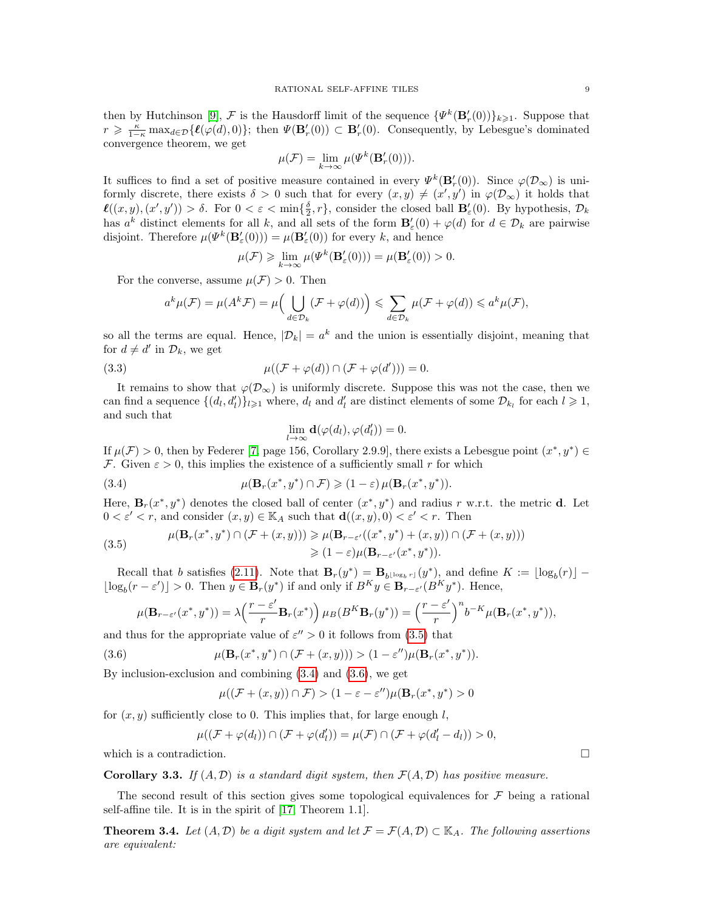then by Hutchinson [9], $\mathcal{F}$ is the Hausdorff limit of the sequence $\{\Psi^k(\mathbf{B}'_r(0))\}_{k\geqslant 1}$. Suppose that $r \geqslant \frac{\kappa}{1-\kappa}\max_{d\in\mathcal{D}}\{\boldsymbol{\ell}(\varphi(d),0)\}$; then $\Psi(\mathbf{B}'_r(0)) \subset \mathbf{B}'_r(0)$. Consequently, by Lebesgue's dominated convergence theorem, we get

$$\mu(\mathcal{F}) = \lim_{k\to\infty}\mu(\Psi^k(\mathbf{B}'_r(0))).$$

It suffices to find a set of positive measure contained in every $\Psi^k(\mathbf{B}'_r(0))$. Since $\varphi(\mathcal{D}_\infty)$ is uniformly discrete, there exists $\delta > 0$ such that for every $(x,y) \neq (x',y')$ in $\varphi(\mathcal{D}_\infty)$ it holds that $\boldsymbol{\ell}((x,y),(x',y')) > \delta$. For $0 < \varepsilon < \min\{\frac{\delta}{2}, r\}$, consider the closed ball $\mathbf{B}'_\varepsilon(0)$. By hypothesis, $\mathcal{D}_k$ has $a^k$ distinct elements for all $k$, and all sets of the form $\mathbf{B}'_\varepsilon(0) + \varphi(d)$ for $d \in \mathcal{D}_k$ are pairwise disjoint. Therefore $\mu(\Psi^k(\mathbf{B}'_\varepsilon(0))) = \mu(\mathbf{B}'_\varepsilon(0))$ for every $k$, and hence

$$\mu(\mathcal{F}) \geqslant \lim_{k\to\infty}\mu(\Psi^k(\mathbf{B}'_\varepsilon(0))) = \mu(\mathbf{B}'_\varepsilon(0)) > 0.$$

For the converse, assume $\mu(\mathcal{F}) > 0$. Then

$$a^k\mu(\mathcal{F}) = \mu(A^k\mathcal{F}) = \mu\Big(\bigcup_{d\in\mathcal{D}_k}(\mathcal{F}+\varphi(d))\Big) \leqslant \sum_{d\in\mathcal{D}_k}\mu(\mathcal{F}+\varphi(d)) \leqslant a^k\mu(\mathcal{F}),$$

so all the terms are equal. Hence, $|\mathcal{D}_k| = a^k$ and the union is essentially disjoint, meaning that for $d \neq d'$ in $\mathcal{D}_k$, we get

$$\mu((\mathcal{F}+\varphi(d)) \cap (\mathcal{F}+\varphi(d'))) = 0. \tag{3.3}$$

It remains to show that $\varphi(\mathcal{D}_\infty)$ is uniformly discrete. Suppose this was not the case, then we can find a sequence $\{(d_l,d'_l)\}_{l\geqslant 1}$ where, $d_l$ and $d'_l$ are distinct elements of some $\mathcal{D}_{k_l}$ for each $l \geqslant 1$, and such that

$$\lim_{l\to\infty}\mathbf{d}(\varphi(d_l),\varphi(d'_l)) = 0.$$

If $\mu(\mathcal{F}) > 0$, then by Federer [7, page 156, Corollary 2.9.9], there exists a Lebesgue point $(x^*,y^*) \in \mathcal{F}$. Given $\varepsilon > 0$, this implies the existence of a sufficiently small $r$ for which

$$\mu(\mathbf{B}_r(x^*,y^*) \cap \mathcal{F}) \geqslant (1-\varepsilon)\,\mu(\mathbf{B}_r(x^*,y^*)). \tag{3.4}$$

Here, $\mathbf{B}_r(x^*,y^*)$ denotes the closed ball of center $(x^*,y^*)$ and radius $r$ w.r.t. the metric $\mathbf{d}$. Let $0 < \varepsilon' < r$, and consider $(x,y) \in \mathbb{K}_A$ such that $\mathbf{d}((x,y),0) < \varepsilon' < r$. Then

$$\begin{aligned}\mu(\mathbf{B}_r(x^*,y^*) \cap (\mathcal{F}+(x,y))) &\geqslant \mu(\mathbf{B}_{r-\varepsilon'}((x^*,y^*)+(x,y)) \cap (\mathcal{F}+(x,y)))\\ &\geqslant (1-\varepsilon)\mu(\mathbf{B}_{r-\varepsilon'}(x^*,y^*)).\end{aligned} \tag{3.5}$$

Recall that $b$ satisfies (2.11). Note that $\mathbf{B}_r(y^*) = \mathbf{B}_{b^{\lfloor \log_b r\rfloor}}(y^*)$, and define $K := \lfloor \log_b(r)\rfloor - \lfloor \log_b(r-\varepsilon')\rfloor > 0$. Then $y \in \mathbf{B}_r(y^*)$ if and only if $B^K y \in \mathbf{B}_{r-\varepsilon'}(B^K y^*)$. Hence,

$$\mu(\mathbf{B}_{r-\varepsilon'}(x^*,y^*)) = \lambda\Big(\frac{r-\varepsilon'}{r}\mathbf{B}_r(x^*)\Big)\,\mu_B(B^K\mathbf{B}_r(y^*)) = \Big(\frac{r-\varepsilon'}{r}\Big)^n b^{-K}\mu(\mathbf{B}_r(x^*,y^*)),$$

and thus for the appropriate value of $\varepsilon'' > 0$ it follows from (3.5) that

$$\mu(\mathbf{B}_r(x^*,y^*) \cap (\mathcal{F}+(x,y))) > (1-\varepsilon'')\mu(\mathbf{B}_r(x^*,y^*)). \tag{3.6}$$

By inclusion-exclusion and combining (3.4) and (3.6), we get

$$\mu((\mathcal{F}+(x,y)) \cap \mathcal{F}) > (1-\varepsilon-\varepsilon'')\mu(\mathbf{B}_r(x^*,y^*) > 0$$

for $(x,y)$ sufficiently close to 0. This implies that, for large enough $l$,

$$\mu((\mathcal{F}+\varphi(d_l)) \cap (\mathcal{F}+\varphi(d'_l)) = \mu(\mathcal{F}) \cap (\mathcal{F}+\varphi(d'_l-d_l)) > 0,$$

which is a contradiction. $\square$

**Corollary 3.3.** *If $(A,\mathcal{D})$ is a standard digit system, then $\mathcal{F}(A,\mathcal{D})$ has positive measure.*

The second result of this section gives some topological equivalences for $\mathcal{F}$ being a rational self-affine tile. It is in the spirit of [17, Theorem 1.1].

**Theorem 3.4.** *Let $(A,\mathcal{D})$ be a digit system and let $\mathcal{F} = \mathcal{F}(A,\mathcal{D}) \subset \mathbb{K}_A$. The following assertions are equivalent:*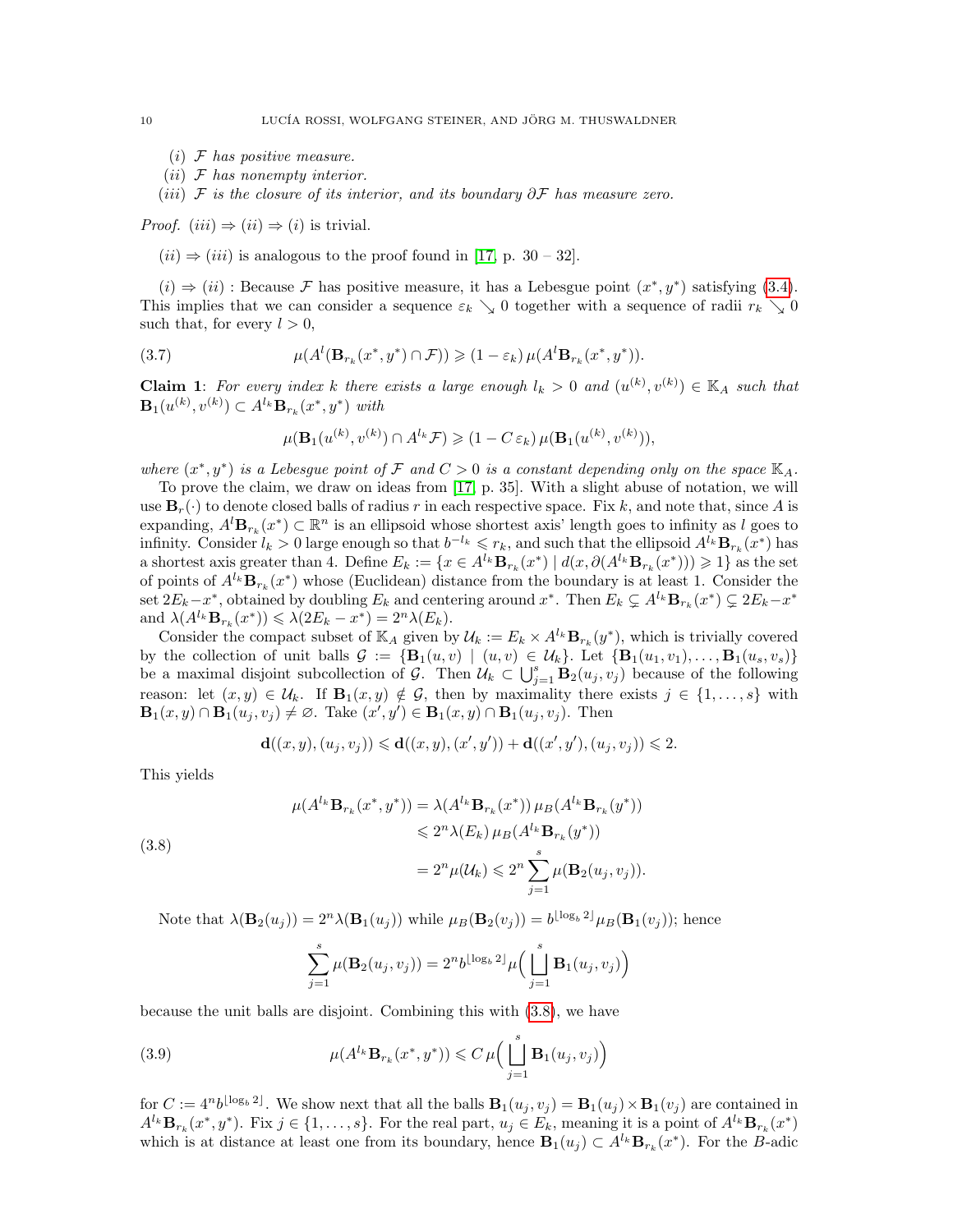(*i*) $\mathcal{F}$ *has positive measure.*

(*ii*) $\mathcal{F}$ *has nonempty interior.*

(*iii*) $\mathcal{F}$ *is the closure of its interior, and its boundary* $\partial\mathcal{F}$ *has measure zero.*

*Proof.* $(iii) \Rightarrow (ii) \Rightarrow (i)$ is trivial.

$(ii) \Rightarrow (iii)$ is analogous to the proof found in [17, p. 30 – 32].

$(i) \Rightarrow (ii)$ : Because $\mathcal{F}$ has positive measure, it has a Lebesgue point $(x^*, y^*)$ satisfying (3.4). This implies that we can consider a sequence $\varepsilon_k \searrow 0$ together with a sequence of radii $r_k \searrow 0$ such that, for every $l > 0$,

$$\mu(A^l(\mathbf{B}_{r_k}(x^*, y^*) \cap \mathcal{F})) \geqslant (1 - \varepsilon_k)\, \mu(A^l \mathbf{B}_{r_k}(x^*, y^*)). \tag{3.7}$$

**Claim 1**: *For every index* $k$ *there exists a large enough* $l_k > 0$ *and* $(u^{(k)}, v^{(k)}) \in \mathbb{K}_A$ *such that* $\mathbf{B}_1(u^{(k)}, v^{(k)}) \subset A^{l_k}\mathbf{B}_{r_k}(x^*, y^*)$ *with*

$$\mu(\mathbf{B}_1(u^{(k)}, v^{(k)}) \cap A^{l_k}\mathcal{F}) \geqslant (1 - C\,\varepsilon_k)\, \mu(\mathbf{B}_1(u^{(k)}, v^{(k)})),$$

*where* $(x^*, y^*)$ *is a Lebesgue point of* $\mathcal{F}$ *and* $C > 0$ *is a constant depending only on the space* $\mathbb{K}_A$.

To prove the claim, we draw on ideas from [17, p. 35]. With a slight abuse of notation, we will use $\mathbf{B}_r(\cdot)$ to denote closed balls of radius $r$ in each respective space. Fix $k$, and note that, since $A$ is expanding, $A^l\mathbf{B}_{r_k}(x^*) \subset \mathbb{R}^n$ is an ellipsoid whose shortest axis' length goes to infinity as $l$ goes to infinity. Consider $l_k > 0$ large enough so that $b^{-l_k} \leqslant r_k$, and such that the ellipsoid $A^{l_k}\mathbf{B}_{r_k}(x^*)$ has a shortest axis greater than 4. Define $E_k := \{x \in A^{l_k}\mathbf{B}_{r_k}(x^*) \mid d(x, \partial(A^{l_k}\mathbf{B}_{r_k}(x^*))) \geqslant 1\}$ as the set of points of $A^{l_k}\mathbf{B}_{r_k}(x^*)$ whose (Euclidean) distance from the boundary is at least 1. Consider the set $2E_k - x^*$, obtained by doubling $E_k$ and centering around $x^*$. Then $E_k \subsetneq A^{l_k}\mathbf{B}_{r_k}(x^*) \subsetneq 2E_k - x^*$ and $\lambda(A^{l_k}\mathbf{B}_{r_k}(x^*)) \leqslant \lambda(2E_k - x^*) = 2^n\lambda(E_k)$.

Consider the compact subset of $\mathbb{K}_A$ given by $\mathcal{U}_k := E_k \times A^{l_k}\mathbf{B}_{r_k}(y^*)$, which is trivially covered by the collection of unit balls $\mathcal{G} := \{\mathbf{B}_1(u, v) \mid (u, v) \in \mathcal{U}_k\}$. Let $\{\mathbf{B}_1(u_1, v_1), \ldots, \mathbf{B}_1(u_s, v_s)\}$ be a maximal disjoint subcollection of $\mathcal{G}$. Then $\mathcal{U}_k \subset \bigcup_{j=1}^s \mathbf{B}_2(u_j, v_j)$ because of the following reason: let $(x, y) \in \mathcal{U}_k$. If $\mathbf{B}_1(x, y) \notin \mathcal{G}$, then by maximality there exists $j \in \{1, \ldots, s\}$ with $\mathbf{B}_1(x, y) \cap \mathbf{B}_1(u_j, v_j) \neq \varnothing$. Take $(x', y') \in \mathbf{B}_1(x, y) \cap \mathbf{B}_1(u_j, v_j)$. Then

$$\mathbf{d}((x, y), (u_j, v_j)) \leqslant \mathbf{d}((x, y), (x', y')) + \mathbf{d}((x', y'), (u_j, v_j)) \leqslant 2.$$

This yields

$$\begin{aligned}
\mu(A^{l_k}\mathbf{B}_{r_k}(x^*, y^*)) &= \lambda(A^{l_k}\mathbf{B}_{r_k}(x^*))\, \mu_B(A^{l_k}\mathbf{B}_{r_k}(y^*)) \\
&\leqslant 2^n\lambda(E_k)\, \mu_B(A^{l_k}\mathbf{B}_{r_k}(y^*)) \\
&= 2^n\mu(\mathcal{U}_k) \leqslant 2^n \sum_{j=1}^s \mu(\mathbf{B}_2(u_j, v_j)).
\end{aligned} \tag{3.8}$$

Note that $\lambda(\mathbf{B}_2(u_j)) = 2^n\lambda(\mathbf{B}_1(u_j))$ while $\mu_B(\mathbf{B}_2(v_j)) = b^{\lfloor \log_b 2 \rfloor}\mu_B(\mathbf{B}_1(v_j))$; hence

$$\sum_{j=1}^s \mu(\mathbf{B}_2(u_j, v_j)) = 2^n b^{\lfloor \log_b 2 \rfloor} \mu\Big(\bigsqcup_{j=1}^s \mathbf{B}_1(u_j, v_j)\Big)$$

because the unit balls are disjoint. Combining this with (3.8), we have

$$\mu(A^{l_k}\mathbf{B}_{r_k}(x^*, y^*)) \leqslant C\, \mu\Big(\bigsqcup_{j=1}^s \mathbf{B}_1(u_j, v_j)\Big) \tag{3.9}$$

for $C := 4^n b^{\lfloor \log_b 2 \rfloor}$. We show next that all the balls $\mathbf{B}_1(u_j, v_j) = \mathbf{B}_1(u_j) \times \mathbf{B}_1(v_j)$ are contained in $A^{l_k}\mathbf{B}_{r_k}(x^*, y^*)$. Fix $j \in \{1, \ldots, s\}$. For the real part, $u_j \in E_k$, meaning it is a point of $A^{l_k}\mathbf{B}_{r_k}(x^*)$ which is at distance at least one from its boundary, hence $\mathbf{B}_1(u_j) \subset A^{l_k}\mathbf{B}_{r_k}(x^*)$. For the $B$-adic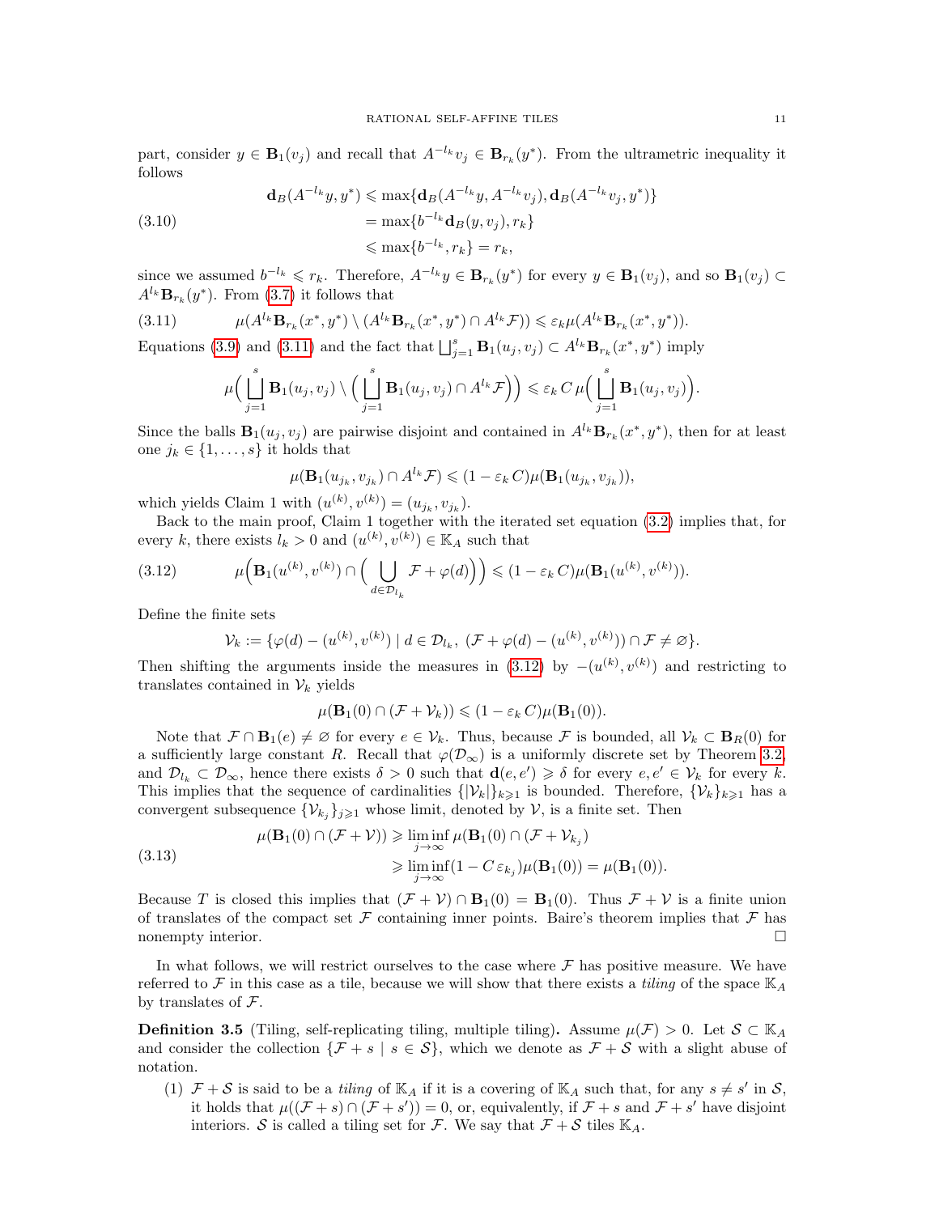part, consider $y \in \mathbf{B}_1(v_j)$ and recall that $A^{-l_k}v_j \in \mathbf{B}_{r_k}(y^*)$. From the ultrametric inequality it follows

$$
\begin{aligned}
\mathbf{d}_B(A^{-l_k}y, y^*) &\leqslant \max\{\mathbf{d}_B(A^{-l_k}y, A^{-l_k}v_j), \mathbf{d}_B(A^{-l_k}v_j, y^*)\} \\
&= \max\{b^{-l_k}\mathbf{d}_B(y, v_j), r_k\} \qquad (3.10)\\
&\leqslant \max\{b^{-l_k}, r_k\} = r_k,
\end{aligned}
$$

since we assumed $b^{-l_k} \leqslant r_k$. Therefore, $A^{-l_k}y \in \mathbf{B}_{r_k}(y^*)$ for every $y \in \mathbf{B}_1(v_j)$, and so $\mathbf{B}_1(v_j) \subset A^{l_k}\mathbf{B}_{r_k}(y^*)$. From (3.7) it follows that

$$
\mu(A^{l_k}\mathbf{B}_{r_k}(x^*, y^*) \setminus (A^{l_k}\mathbf{B}_{r_k}(x^*, y^*) \cap A^{l_k}\mathcal{F})) \leqslant \varepsilon_k \mu(A^{l_k}\mathbf{B}_{r_k}(x^*, y^*)). \qquad (3.11)
$$

Equations (3.9) and (3.11) and the fact that $\bigsqcup_{j=1}^{s} \mathbf{B}_1(u_j, v_j) \subset A^{l_k}\mathbf{B}_{r_k}(x^*, y^*)$ imply

$$
\mu\Big(\bigsqcup_{j=1}^{s} \mathbf{B}_1(u_j, v_j) \setminus \Big(\bigsqcup_{j=1}^{s} \mathbf{B}_1(u_j, v_j) \cap A^{l_k}\mathcal{F}\Big)\Big) \leqslant \varepsilon_k\, C\, \mu\Big(\bigsqcup_{j=1}^{s} \mathbf{B}_1(u_j, v_j)\Big).
$$

Since the balls $\mathbf{B}_1(u_j, v_j)$ are pairwise disjoint and contained in $A^{l_k}\mathbf{B}_{r_k}(x^*, y^*)$, then for at least one $j_k \in \{1, \ldots, s\}$ it holds that

$$
\mu(\mathbf{B}_1(u_{j_k}, v_{j_k}) \cap A^{l_k}\mathcal{F}) \leqslant (1 - \varepsilon_k\, C)\mu(\mathbf{B}_1(u_{j_k}, v_{j_k})),
$$

which yields Claim 1 with $(u^{(k)}, v^{(k)}) = (u_{j_k}, v_{j_k})$.

Back to the main proof, Claim 1 together with the iterated set equation (3.2) implies that, for every $k$, there exists $l_k > 0$ and $(u^{(k)}, v^{(k)}) \in \mathbb{K}_A$ such that

$$
\mu\Big(\mathbf{B}_1(u^{(k)}, v^{(k)}) \cap \Big(\bigcup_{d \in \mathcal{D}_{l_k}} \mathcal{F} + \varphi(d)\Big)\Big) \leqslant (1 - \varepsilon_k\, C)\mu(\mathbf{B}_1(u^{(k)}, v^{(k)})). \qquad (3.12)
$$

Define the finite sets

$$
\mathcal{V}_k := \{\varphi(d) - (u^{(k)}, v^{(k)}) \mid d \in \mathcal{D}_{l_k},\ (\mathcal{F} + \varphi(d) - (u^{(k)}, v^{(k)})) \cap \mathcal{F} \neq \varnothing\}.
$$

Then shifting the arguments inside the measures in (3.12) by $-(u^{(k)}, v^{(k)})$ and restricting to translates contained in $\mathcal{V}_k$ yields

$$
\mu(\mathbf{B}_1(0) \cap (\mathcal{F} + \mathcal{V}_k)) \leqslant (1 - \varepsilon_k\, C)\mu(\mathbf{B}_1(0)).
$$

Note that $\mathcal{F} \cap \mathbf{B}_1(e) \neq \varnothing$ for every $e \in \mathcal{V}_k$. Thus, because $\mathcal{F}$ is bounded, all $\mathcal{V}_k \subset \mathbf{B}_R(0)$ for a sufficiently large constant $R$. Recall that $\varphi(\mathcal{D}_\infty)$ is a uniformly discrete set by Theorem 3.2, and $\mathcal{D}_{l_k} \subset \mathcal{D}_\infty$, hence there exists $\delta > 0$ such that $\mathbf{d}(e, e') \geqslant \delta$ for every $e, e' \in \mathcal{V}_k$ for every $k$. This implies that the sequence of cardinalities $\{|\mathcal{V}_k|\}_{k \geqslant 1}$ is bounded. Therefore, $\{\mathcal{V}_k\}_{k \geqslant 1}$ has a convergent subsequence $\{\mathcal{V}_{k_j}\}_{j \geqslant 1}$ whose limit, denoted by $\mathcal{V}$, is a finite set. Then

$$
\begin{aligned}
\mu(\mathbf{B}_1(0) \cap (\mathcal{F} + \mathcal{V})) &\geqslant \liminf_{j \to \infty} \mu(\mathbf{B}_1(0) \cap (\mathcal{F} + \mathcal{V}_{k_j}) \qquad (3.13)\\
&\geqslant \liminf_{j \to \infty} (1 - C\, \varepsilon_{k_j})\mu(\mathbf{B}_1(0)) = \mu(\mathbf{B}_1(0)).
\end{aligned}
$$

Because $T$ is closed this implies that $(\mathcal{F} + \mathcal{V}) \cap \mathbf{B}_1(0) = \mathbf{B}_1(0)$. Thus $\mathcal{F} + \mathcal{V}$ is a finite union of translates of the compact set $\mathcal{F}$ containing inner points. Baire's theorem implies that $\mathcal{F}$ has nonempty interior. $\square$

In what follows, we will restrict ourselves to the case where $\mathcal{F}$ has positive measure. We have referred to $\mathcal{F}$ in this case as a tile, because we will show that there exists a *tiling* of the space $\mathbb{K}_A$ by translates of $\mathcal{F}$.

**Definition 3.5** (Tiling, self-replicating tiling, multiple tiling)**.** Assume $\mu(\mathcal{F}) > 0$. Let $\mathcal{S} \subset \mathbb{K}_A$ and consider the collection $\{\mathcal{F} + s \mid s \in \mathcal{S}\}$, which we denote as $\mathcal{F} + \mathcal{S}$ with a slight abuse of notation.

(1) $\mathcal{F} + \mathcal{S}$ is said to be a *tiling* of $\mathbb{K}_A$ if it is a covering of $\mathbb{K}_A$ such that, for any $s \neq s'$ in $\mathcal{S}$, it holds that $\mu((\mathcal{F} + s) \cap (\mathcal{F} + s')) = 0$, or, equivalently, if $\mathcal{F} + s$ and $\mathcal{F} + s'$ have disjoint interiors. $\mathcal{S}$ is called a tiling set for $\mathcal{F}$. We say that $\mathcal{F} + \mathcal{S}$ tiles $\mathbb{K}_A$.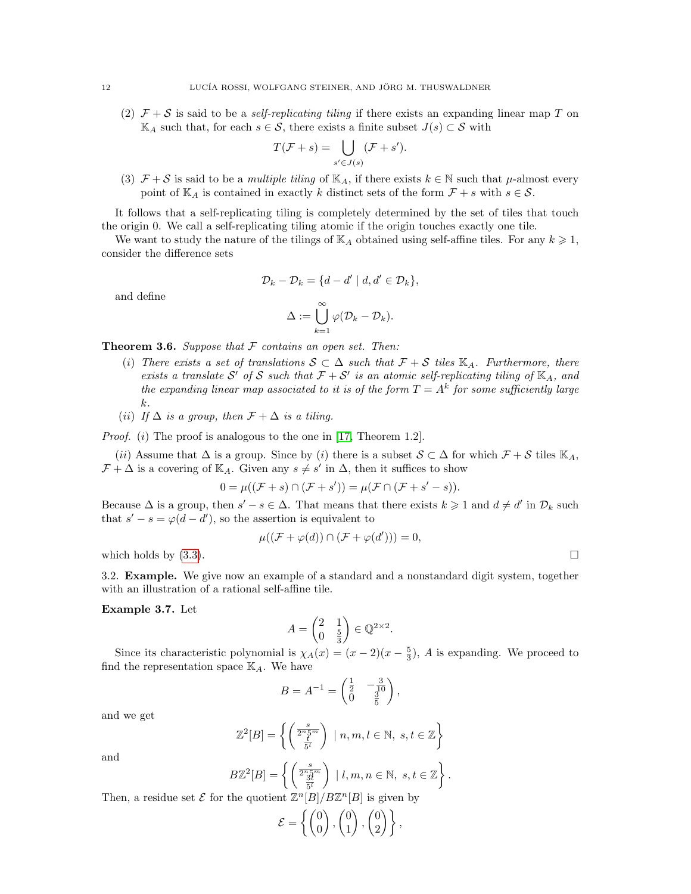(2) $\mathcal{F} + \mathcal{S}$ is said to be a *self-replicating tiling* if there exists an expanding linear map $T$ on $\mathbb{K}_A$ such that, for each $s \in \mathcal{S}$, there exists a finite subset $J(s) \subset \mathcal{S}$ with

$$T(\mathcal{F} + s) = \bigcup_{s' \in J(s)} (\mathcal{F} + s').$$

(3) $\mathcal{F} + \mathcal{S}$ is said to be a *multiple tiling* of $\mathbb{K}_A$, if there exists $k \in \mathbb{N}$ such that $\mu$-almost every point of $\mathbb{K}_A$ is contained in exactly $k$ distinct sets of the form $\mathcal{F} + s$ with $s \in \mathcal{S}$.

It follows that a self-replicating tiling is completely determined by the set of tiles that touch the origin 0. We call a self-replicating tiling atomic if the origin touches exactly one tile.

We want to study the nature of the tilings of $\mathbb{K}_A$ obtained using self-affine tiles. For any $k \geqslant 1$, consider the difference sets

$$\mathcal{D}_k - \mathcal{D}_k = \{d - d' \mid d, d' \in \mathcal{D}_k\},$$

and define

$$\Delta := \bigcup_{k=1}^{\infty} \varphi(\mathcal{D}_k - \mathcal{D}_k).$$

**Theorem 3.6.** *Suppose that $\mathcal{F}$ contains an open set. Then:*

(*i*) *There exists a set of translations $\mathcal{S} \subset \Delta$ such that $\mathcal{F} + \mathcal{S}$ tiles $\mathbb{K}_A$. Furthermore, there exists a translate $\mathcal{S}'$ of $\mathcal{S}$ such that $\mathcal{F} + \mathcal{S}'$ is an atomic self-replicating tiling of $\mathbb{K}_A$, and the expanding linear map associated to it is of the form $T = A^k$ for some sufficiently large $k$.*

(*ii*) *If $\Delta$ is a group, then $\mathcal{F} + \Delta$ is a tiling.*

*Proof.* (*i*) The proof is analogous to the one in [17, Theorem 1.2].

(*ii*) Assume that $\Delta$ is a group. Since by (*i*) there is a subset $\mathcal{S} \subset \Delta$ for which $\mathcal{F} + \mathcal{S}$ tiles $\mathbb{K}_A$, $\mathcal{F} + \Delta$ is a covering of $\mathbb{K}_A$. Given any $s \neq s'$ in $\Delta$, then it suffices to show

$$0 = \mu((\mathcal{F} + s) \cap (\mathcal{F} + s')) = \mu(\mathcal{F} \cap (\mathcal{F} + s' - s)).$$

Because $\Delta$ is a group, then $s' - s \in \Delta$. That means that there exists $k \geqslant 1$ and $d \neq d'$ in $\mathcal{D}_k$ such that $s' - s = \varphi(d - d')$, so the assertion is equivalent to

$$\mu((\mathcal{F} + \varphi(d)) \cap (\mathcal{F} + \varphi(d'))) = 0,$$

which holds by (3.3). $\square$

3.2. **Example.** We give now an example of a standard and a nonstandard digit system, together with an illustration of a rational self-affine tile.

**Example 3.7.** Let

$$A = \begin{pmatrix} 2 & 1 \\ 0 & \frac{5}{3} \end{pmatrix} \in \mathbb{Q}^{2\times 2}.$$

Since its characteristic polynomial is $\chi_A(x) = (x-2)(x-\frac{5}{3})$, $A$ is expanding. We proceed to find the representation space $\mathbb{K}_A$. We have

$$B = A^{-1} = \begin{pmatrix} \frac{1}{2} & -\frac{3}{10} \\ 0 & \frac{3}{5} \end{pmatrix},$$

and we get

$$\mathbb{Z}^2[B] = \left\{ \begin{pmatrix} \frac{s}{2^n 5^m} \\ \frac{t}{5^l} \end{pmatrix} \mid n, m, l \in \mathbb{N},\ s, t \in \mathbb{Z} \right\}$$

and

$$B\mathbb{Z}^2[B] = \left\{ \begin{pmatrix} \frac{s}{2^n 5^m} \\ \frac{3t}{5^l} \end{pmatrix} \mid l, m, n \in \mathbb{N},\ s, t \in \mathbb{Z} \right\}.$$

Then, a residue set $\mathcal{E}$ for the quotient $\mathbb{Z}^n[B]/B\mathbb{Z}^n[B]$ is given by

$$\mathcal{E} = \left\{ \begin{pmatrix} 0 \\ 0 \end{pmatrix}, \begin{pmatrix} 0 \\ 1 \end{pmatrix}, \begin{pmatrix} 0 \\ 2 \end{pmatrix} \right\},$$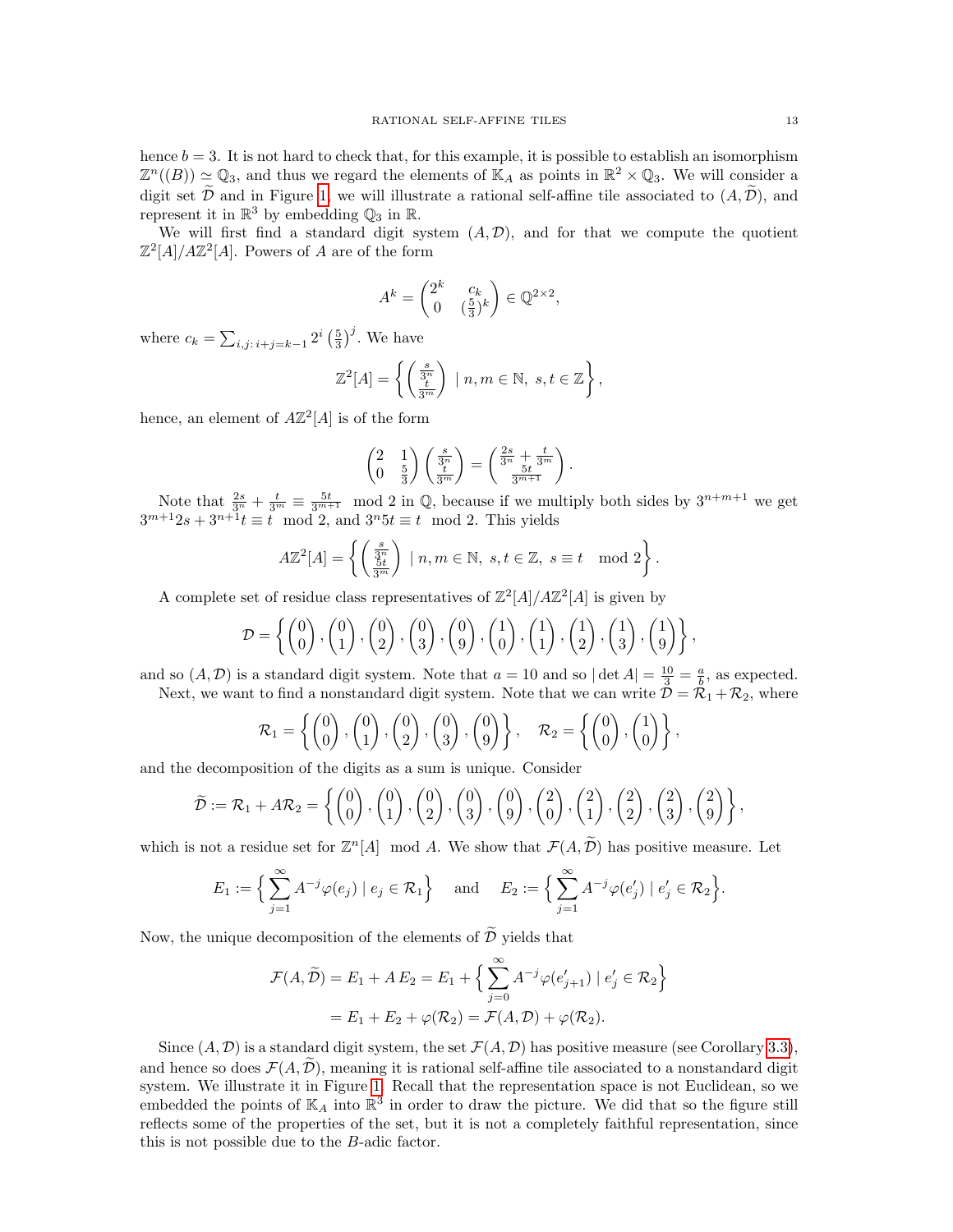hence $b = 3$. It is not hard to check that, for this example, it is possible to establish an isomorphism $\mathbb{Z}^n((B)) \simeq \mathbb{Q}_3$, and thus we regard the elements of $\mathbb{K}_A$ as points in $\mathbb{R}^2 \times \mathbb{Q}_3$. We will consider a digit set $\widetilde{\mathcal{D}}$ and in Figure 1, we will illustrate a rational self-affine tile associated to $(A, \widetilde{\mathcal{D}})$, and represent it in $\mathbb{R}^3$ by embedding $\mathbb{Q}_3$ in $\mathbb{R}$.

We will first find a standard digit system $(A, \mathcal{D})$, and for that we compute the quotient $\mathbb{Z}^2[A]/A\mathbb{Z}^2[A]$. Powers of $A$ are of the form

$$A^k = \begin{pmatrix} 2^k & c_k \\ 0 & (\frac{5}{3})^k \end{pmatrix} \in \mathbb{Q}^{2\times 2},$$

where $c_k = \sum_{i,j:\, i+j=k-1} 2^i \left(\frac{5}{3}\right)^j$. We have

$$\mathbb{Z}^2[A] = \left\{ \begin{pmatrix} \frac{s}{3^n} \\ \frac{t}{3^m} \end{pmatrix} \mid n, m \in \mathbb{N},\ s, t \in \mathbb{Z} \right\},$$

hence, an element of $A\mathbb{Z}^2[A]$ is of the form

$$\begin{pmatrix} 2 & 1 \\ 0 & \frac{5}{3} \end{pmatrix} \begin{pmatrix} \frac{s}{3^n} \\ \frac{t}{3^m} \end{pmatrix} = \begin{pmatrix} \frac{2s}{3^n} + \frac{t}{3^m} \\ \frac{5t}{3^{m+1}} \end{pmatrix}.$$

Note that $\frac{2s}{3^n} + \frac{t}{3^m} \equiv \frac{5t}{3^{m+1}} \mod 2$ in $\mathbb{Q}$, because if we multiply both sides by $3^{n+m+1}$ we get $3^{m+1}2s + 3^{n+1}t \equiv t \mod 2$, and $3^n 5t \equiv t \mod 2$. This yields

$$A\mathbb{Z}^2[A] = \left\{ \begin{pmatrix} \frac{s}{3^n} \\ \frac{5t}{3^m} \end{pmatrix} \mid n, m \in \mathbb{N},\ s, t \in \mathbb{Z},\ s \equiv t \mod 2 \right\}.$$

A complete set of residue class representatives of $\mathbb{Z}^2[A]/A\mathbb{Z}^2[A]$ is given by

$$\mathcal{D} = \left\{ \begin{pmatrix} 0 \\ 0 \end{pmatrix}, \begin{pmatrix} 0 \\ 1 \end{pmatrix}, \begin{pmatrix} 0 \\ 2 \end{pmatrix}, \begin{pmatrix} 0 \\ 3 \end{pmatrix}, \begin{pmatrix} 0 \\ 9 \end{pmatrix}, \begin{pmatrix} 1 \\ 0 \end{pmatrix}, \begin{pmatrix} 1 \\ 1 \end{pmatrix}, \begin{pmatrix} 1 \\ 2 \end{pmatrix}, \begin{pmatrix} 1 \\ 3 \end{pmatrix}, \begin{pmatrix} 1 \\ 9 \end{pmatrix} \right\},$$

and so $(A, \mathcal{D})$ is a standard digit system. Note that $a = 10$ and so $|\det A| = \frac{10}{3} = \frac{a}{b}$, as expected.

Next, we want to find a nonstandard digit system. Note that we can write $\mathcal{D} = \mathcal{R}_1 + \mathcal{R}_2$, where

$$\mathcal{R}_1 = \left\{ \begin{pmatrix} 0 \\ 0 \end{pmatrix}, \begin{pmatrix} 0 \\ 1 \end{pmatrix}, \begin{pmatrix} 0 \\ 2 \end{pmatrix}, \begin{pmatrix} 0 \\ 3 \end{pmatrix}, \begin{pmatrix} 0 \\ 9 \end{pmatrix} \right\}, \quad \mathcal{R}_2 = \left\{ \begin{pmatrix} 0 \\ 0 \end{pmatrix}, \begin{pmatrix} 1 \\ 0 \end{pmatrix} \right\},$$

and the decomposition of the digits as a sum is unique. Consider

$$\widetilde{\mathcal{D}} := \mathcal{R}_1 + A\mathcal{R}_2 = \left\{ \begin{pmatrix} 0 \\ 0 \end{pmatrix}, \begin{pmatrix} 0 \\ 1 \end{pmatrix}, \begin{pmatrix} 0 \\ 2 \end{pmatrix}, \begin{pmatrix} 0 \\ 3 \end{pmatrix}, \begin{pmatrix} 0 \\ 9 \end{pmatrix}, \begin{pmatrix} 2 \\ 0 \end{pmatrix}, \begin{pmatrix} 2 \\ 1 \end{pmatrix}, \begin{pmatrix} 2 \\ 2 \end{pmatrix}, \begin{pmatrix} 2 \\ 3 \end{pmatrix}, \begin{pmatrix} 2 \\ 9 \end{pmatrix} \right\},$$

which is not a residue set for $\mathbb{Z}^n[A] \mod A$. We show that $\mathcal{F}(A, \widetilde{\mathcal{D}})$ has positive measure. Let

$$E_1 := \Big\{ \sum_{j=1}^{\infty} A^{-j} \varphi(e_j) \mid e_j \in \mathcal{R}_1 \Big\} \quad \text{and} \quad E_2 := \Big\{ \sum_{j=1}^{\infty} A^{-j} \varphi(e'_j) \mid e'_j \in \mathcal{R}_2 \Big\}.$$

Now, the unique decomposition of the elements of $\widetilde{\mathcal{D}}$ yields that

$$\begin{aligned} \mathcal{F}(A, \widetilde{\mathcal{D}}) &= E_1 + A\, E_2 = E_1 + \Big\{ \sum_{j=0}^{\infty} A^{-j} \varphi(e'_{j+1}) \mid e'_j \in \mathcal{R}_2 \Big\} \\ &= E_1 + E_2 + \varphi(\mathcal{R}_2) = \mathcal{F}(A, \mathcal{D}) + \varphi(\mathcal{R}_2). \end{aligned}$$

Since $(A, \mathcal{D})$ is a standard digit system, the set $\mathcal{F}(A, \mathcal{D})$ has positive measure (see Corollary 3.3), and hence so does $\mathcal{F}(A, \widetilde{\mathcal{D}})$, meaning it is rational self-affine tile associated to a nonstandard digit system. We illustrate it in Figure 1. Recall that the representation space is not Euclidean, so we embedded the points of $\mathbb{K}_A$ into $\mathbb{R}^3$ in order to draw the picture. We did that so the figure still reflects some of the properties of the set, but it is not a completely faithful representation, since this is not possible due to the $B$-adic factor.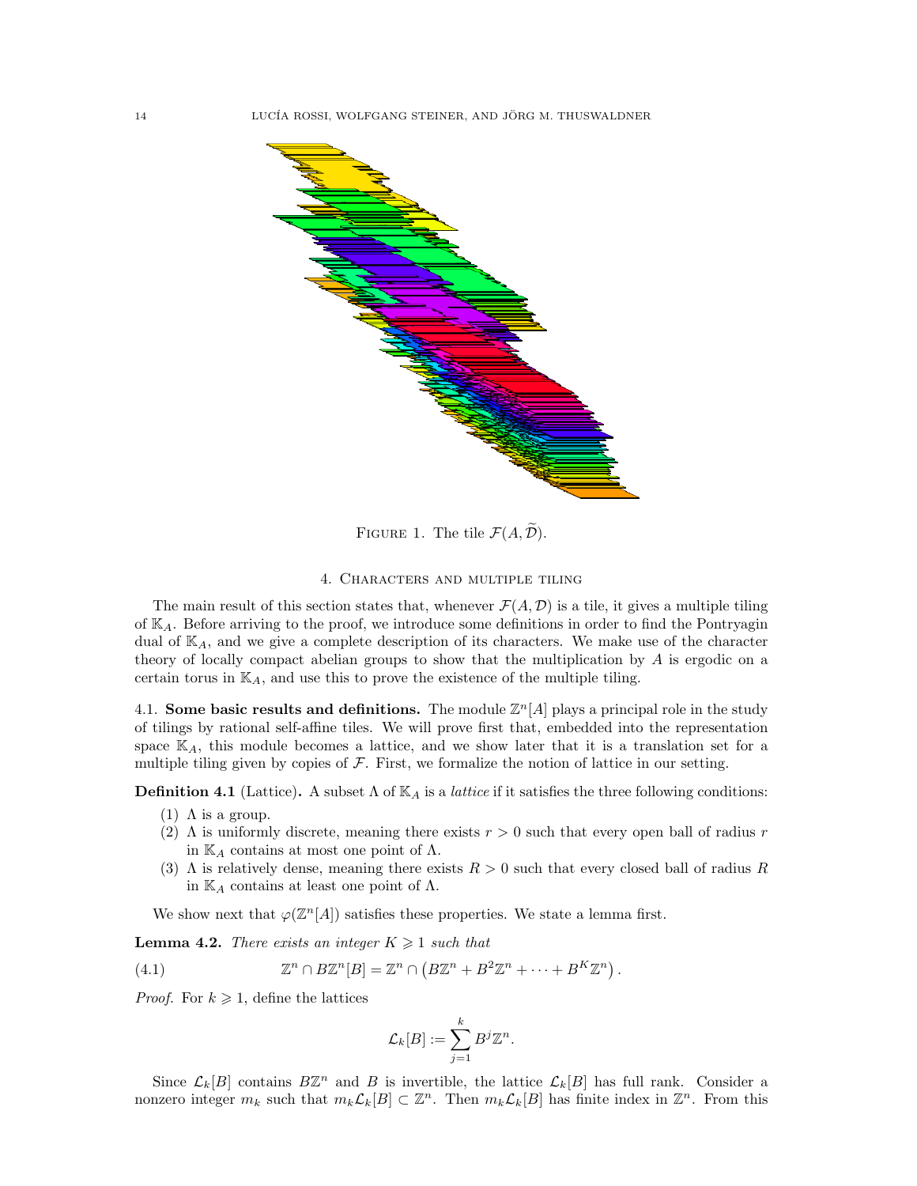FIGURE 1. The tile $\mathcal{F}(A, \widetilde{\mathcal{D}})$.

## 4. Characters and multiple tiling

The main result of this section states that, whenever $\mathcal{F}(A, \mathcal{D})$ is a tile, it gives a multiple tiling of $\mathbb{K}_A$. Before arriving to the proof, we introduce some definitions in order to find the Pontryagin dual of $\mathbb{K}_A$, and we give a complete description of its characters. We make use of the character theory of locally compact abelian groups to show that the multiplication by $A$ is ergodic on a certain torus in $\mathbb{K}_A$, and use this to prove the existence of the multiple tiling.

4.1. **Some basic results and definitions.** The module $\mathbb{Z}^n[A]$ plays a principal role in the study of tilings by rational self-affine tiles. We will prove first that, embedded into the representation space $\mathbb{K}_A$, this module becomes a lattice, and we show later that it is a translation set for a multiple tiling given by copies of $\mathcal{F}$. First, we formalize the notion of lattice in our setting.

**Definition 4.1** (Lattice)**.** A subset $\Lambda$ of $\mathbb{K}_A$ is a *lattice* if it satisfies the three following conditions:

(1) $\Lambda$ is a group.
(2) $\Lambda$ is uniformly discrete, meaning there exists $r > 0$ such that every open ball of radius $r$ in $\mathbb{K}_A$ contains at most one point of $\Lambda$.
(3) $\Lambda$ is relatively dense, meaning there exists $R > 0$ such that every closed ball of radius $R$ in $\mathbb{K}_A$ contains at least one point of $\Lambda$.

We show next that $\varphi(\mathbb{Z}^n[A])$ satisfies these properties. We state a lemma first.

**Lemma 4.2.** *There exists an integer $K \geqslant 1$ such that*

$$\mathbb{Z}^n \cap B\mathbb{Z}^n[B] = \mathbb{Z}^n \cap \left(B\mathbb{Z}^n + B^2\mathbb{Z}^n + \cdots + B^K\mathbb{Z}^n\right). \tag{4.1}$$

*Proof.* For $k \geqslant 1$, define the lattices

$$\mathcal{L}_k[B] := \sum_{j=1}^{k} B^j \mathbb{Z}^n.$$

Since $\mathcal{L}_k[B]$ contains $B\mathbb{Z}^n$ and $B$ is invertible, the lattice $\mathcal{L}_k[B]$ has full rank. Consider a nonzero integer $m_k$ such that $m_k\mathcal{L}_k[B] \subset \mathbb{Z}^n$. Then $m_k\mathcal{L}_k[B]$ has finite index in $\mathbb{Z}^n$. From this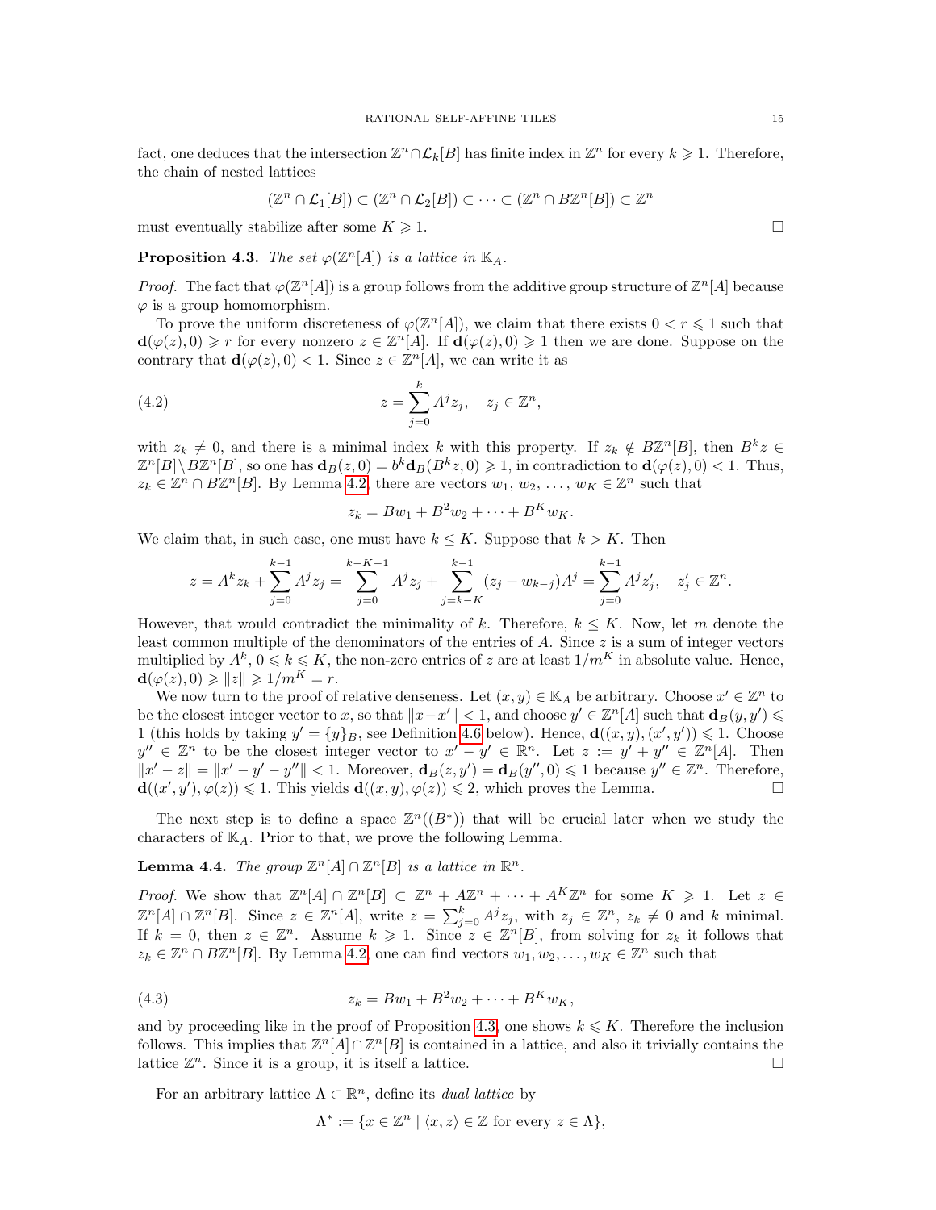fact, one deduces that the intersection $\mathbb{Z}^n \cap \mathcal{L}_k[B]$ has finite index in $\mathbb{Z}^n$ for every $k \geqslant 1$. Therefore, the chain of nested lattices

$$(\mathbb{Z}^n \cap \mathcal{L}_1[B]) \subset (\mathbb{Z}^n \cap \mathcal{L}_2[B]) \subset \cdots \subset (\mathbb{Z}^n \cap B\mathbb{Z}^n[B]) \subset \mathbb{Z}^n$$

must eventually stabilize after some $K \geqslant 1$. $\square$

**Proposition 4.3.** *The set $\varphi(\mathbb{Z}^n[A])$ is a lattice in $\mathbb{K}_A$.*

*Proof.* The fact that $\varphi(\mathbb{Z}^n[A])$ is a group follows from the additive group structure of $\mathbb{Z}^n[A]$ because $\varphi$ is a group homomorphism.

To prove the uniform discreteness of $\varphi(\mathbb{Z}^n[A])$, we claim that there exists $0 < r \leqslant 1$ such that $\mathbf{d}(\varphi(z), 0) \geqslant r$ for every nonzero $z \in \mathbb{Z}^n[A]$. If $\mathbf{d}(\varphi(z), 0) \geqslant 1$ then we are done. Suppose on the contrary that $\mathbf{d}(\varphi(z), 0) < 1$. Since $z \in \mathbb{Z}^n[A]$, we can write it as

$$z = \sum_{j=0}^{k} A^j z_j, \quad z_j \in \mathbb{Z}^n, \tag{4.2}$$

with $z_k \neq 0$, and there is a minimal index $k$ with this property. If $z_k \notin B\mathbb{Z}^n[B]$, then $B^k z \in \mathbb{Z}^n[B] \setminus B\mathbb{Z}^n[B]$, so one has $\mathbf{d}_B(z, 0) = b^k \mathbf{d}_B(B^k z, 0) \geqslant 1$, in contradiction to $\mathbf{d}(\varphi(z), 0) < 1$. Thus, $z_k \in \mathbb{Z}^n \cap B\mathbb{Z}^n[B]$. By Lemma 4.2, there are vectors $w_1, w_2, \ldots, w_K \in \mathbb{Z}^n$ such that

$$z_k = Bw_1 + B^2 w_2 + \cdots + B^K w_K.$$

We claim that, in such case, one must have $k \leq K$. Suppose that $k > K$. Then

$$z = A^k z_k + \sum_{j=0}^{k-1} A^j z_j = \sum_{j=0}^{k-K-1} A^j z_j + \sum_{j=k-K}^{k-1} (z_j + w_{k-j}) A^j = \sum_{j=0}^{k-1} A^j z'_j, \quad z'_j \in \mathbb{Z}^n.$$

However, that would contradict the minimality of $k$. Therefore, $k \leq K$. Now, let $m$ denote the least common multiple of the denominators of the entries of $A$. Since $z$ is a sum of integer vectors multiplied by $A^k$, $0 \leqslant k \leqslant K$, the non-zero entries of $z$ are at least $1/m^K$ in absolute value. Hence, $\mathbf{d}(\varphi(z), 0) \geqslant \|z\| \geqslant 1/m^K = r$.

We now turn to the proof of relative denseness. Let $(x, y) \in \mathbb{K}_A$ be arbitrary. Choose $x' \in \mathbb{Z}^n$ to be the closest integer vector to $x$, so that $\|x - x'\| < 1$, and choose $y' \in \mathbb{Z}^n[A]$ such that $\mathbf{d}_B(y, y') \leqslant 1$ (this holds by taking $y' = \{y\}_B$, see Definition 4.6 below). Hence, $\mathbf{d}((x, y), (x', y')) \leqslant 1$. Choose $y'' \in \mathbb{Z}^n$ to be the closest integer vector to $x' - y' \in \mathbb{R}^n$. Let $z := y' + y'' \in \mathbb{Z}^n[A]$. Then $\|x' - z\| = \|x' - y' - y''\| < 1$. Moreover, $\mathbf{d}_B(z, y') = \mathbf{d}_B(y'', 0) \leqslant 1$ because $y'' \in \mathbb{Z}^n$. Therefore, $\mathbf{d}((x', y'), \varphi(z)) \leqslant 1$. This yields $\mathbf{d}((x, y), \varphi(z)) \leqslant 2$, which proves the Lemma. $\square$

The next step is to define a space $\mathbb{Z}^n((B^*))$ that will be crucial later when we study the characters of $\mathbb{K}_A$. Prior to that, we prove the following Lemma.

**Lemma 4.4.** *The group $\mathbb{Z}^n[A] \cap \mathbb{Z}^n[B]$ is a lattice in $\mathbb{R}^n$.*

*Proof.* We show that $\mathbb{Z}^n[A] \cap \mathbb{Z}^n[B] \subset \mathbb{Z}^n + A\mathbb{Z}^n + \cdots + A^K \mathbb{Z}^n$ for some $K \geqslant 1$. Let $z \in \mathbb{Z}^n[A] \cap \mathbb{Z}^n[B]$. Since $z \in \mathbb{Z}^n[A]$, write $z = \sum_{j=0}^{k} A^j z_j$, with $z_j \in \mathbb{Z}^n$, $z_k \neq 0$ and $k$ minimal. If $k = 0$, then $z \in \mathbb{Z}^n$. Assume $k \geqslant 1$. Since $z \in \mathbb{Z}^n[B]$, from solving for $z_k$ it follows that $z_k \in \mathbb{Z}^n \cap B\mathbb{Z}^n[B]$. By Lemma 4.2 one can find vectors $w_1, w_2, \ldots, w_K \in \mathbb{Z}^n$ such that

$$z_k = Bw_1 + B^2 w_2 + \cdots + B^K w_K, \tag{4.3}$$

and by proceeding like in the proof of Proposition 4.3, one shows $k \leqslant K$. Therefore the inclusion follows. This implies that $\mathbb{Z}^n[A] \cap \mathbb{Z}^n[B]$ is contained in a lattice, and also it trivially contains the lattice $\mathbb{Z}^n$. Since it is a group, it is itself a lattice. $\square$

For an arbitrary lattice $\Lambda \subset \mathbb{R}^n$, define its *dual lattice* by

$$\Lambda^* := \{x \in \mathbb{Z}^n \mid \langle x, z \rangle \in \mathbb{Z} \text{ for every } z \in \Lambda\},$$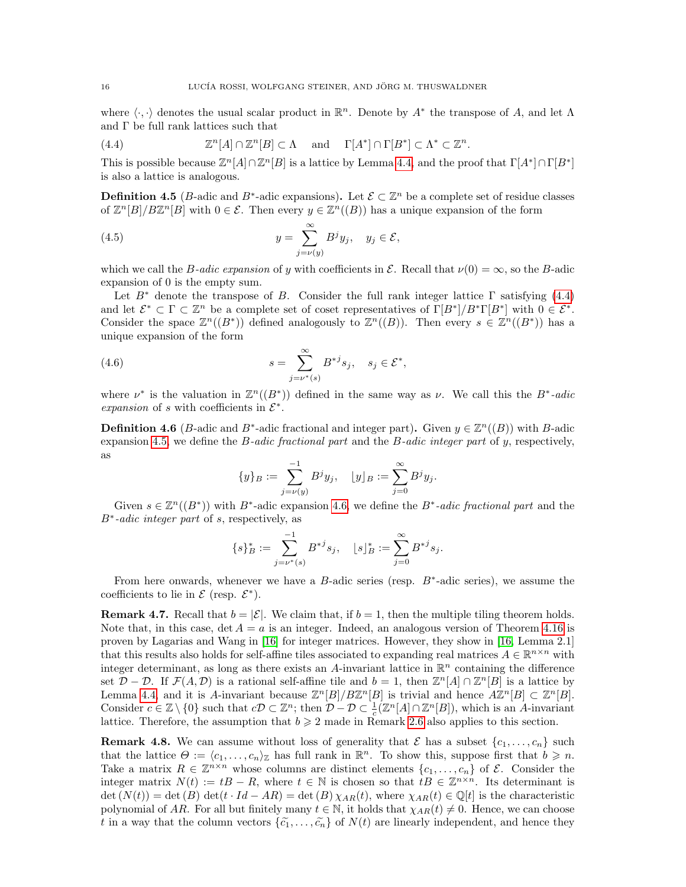where $\langle \cdot, \cdot \rangle$ denotes the usual scalar product in $\mathbb{R}^n$. Denote by $A^*$ the transpose of $A$, and let $\Lambda$ and $\Gamma$ be full rank lattices such that

$$\mathbb{Z}^n[A] \cap \mathbb{Z}^n[B] \subset \Lambda \quad \text{and} \quad \Gamma[A^*] \cap \Gamma[B^*] \subset \Lambda^* \subset \mathbb{Z}^n. \tag{4.4}$$

This is possible because $\mathbb{Z}^n[A] \cap \mathbb{Z}^n[B]$ is a lattice by Lemma 4.4, and the proof that $\Gamma[A^*] \cap \Gamma[B^*]$ is also a lattice is analogous.

**Definition 4.5** ($B$-adic and $B^*$-adic expansions)**.** Let $\mathcal{E} \subset \mathbb{Z}^n$ be a complete set of residue classes of $\mathbb{Z}^n[B]/B\mathbb{Z}^n[B]$ with $0 \in \mathcal{E}$. Then every $y \in \mathbb{Z}^n((B))$ has a unique expansion of the form

$$y = \sum_{j=\nu(y)}^{\infty} B^j y_j, \quad y_j \in \mathcal{E}, \tag{4.5}$$

which we call the *$B$-adic expansion* of $y$ with coefficients in $\mathcal{E}$. Recall that $\nu(0) = \infty$, so the $B$-adic expansion of 0 is the empty sum.

Let $B^*$ denote the transpose of $B$. Consider the full rank integer lattice $\Gamma$ satisfying (4.4) and let $\mathcal{E}^* \subset \Gamma \subset \mathbb{Z}^n$ be a complete set of coset representatives of $\Gamma[B^*]/B^*\Gamma[B^*]$ with $0 \in \mathcal{E}^*$. Consider the space $\mathbb{Z}^n((B^*))$ defined analogously to $\mathbb{Z}^n((B))$. Then every $s \in \mathbb{Z}^n((B^*))$ has a unique expansion of the form

$$s = \sum_{j=\nu^*(s)}^{\infty} {B^*}^j s_j, \quad s_j \in \mathcal{E}^*, \tag{4.6}$$

where $\nu^*$ is the valuation in $\mathbb{Z}^n((B^*))$ defined in the same way as $\nu$. We call this the *$B^*$-adic expansion* of $s$ with coefficients in $\mathcal{E}^*$.

**Definition 4.6** ($B$-adic and $B^*$-adic fractional and integer part)**.** Given $y \in \mathbb{Z}^n((B))$ with $B$-adic expansion 4.5, we define the *$B$-adic fractional part* and the *$B$-adic integer part* of $y$, respectively, as

$$\{y\}_B := \sum_{j=\nu(y)}^{-1} B^j y_j, \quad \lfloor y \rfloor_B := \sum_{j=0}^{\infty} B^j y_j.$$

Given $s \in \mathbb{Z}^n((B^*))$ with $B^*$-adic expansion 4.6, we define the *$B^*$-adic fractional part* and the *$B^*$-adic integer part* of $s$, respectively, as

$$\{s\}_B^* := \sum_{j=\nu^*(s)}^{-1} {B^*}^j s_j, \quad \lfloor s \rfloor_B^* := \sum_{j=0}^{\infty} {B^*}^j s_j.$$

From here onwards, whenever we have a $B$-adic series (resp. $B^*$-adic series), we assume the coefficients to lie in $\mathcal{E}$ (resp. $\mathcal{E}^*$).

**Remark 4.7.** Recall that $b = |\mathcal{E}|$. We claim that, if $b = 1$, then the multiple tiling theorem holds. Note that, in this case, $\det A = a$ is an integer. Indeed, an analogous version of Theorem 4.16 is proven by Lagarias and Wang in [16] for integer matrices. However, they show in [16, Lemma 2.1] that this results also holds for self-affine tiles associated to expanding real matrices $A \in \mathbb{R}^{n\times n}$ with integer determinant, as long as there exists an $A$-invariant lattice in $\mathbb{R}^n$ containing the difference set $\mathcal{D} - \mathcal{D}$. If $\mathcal{F}(A, \mathcal{D})$ is a rational self-affine tile and $b = 1$, then $\mathbb{Z}^n[A] \cap \mathbb{Z}^n[B]$ is a lattice by Lemma 4.4, and it is $A$-invariant because $\mathbb{Z}^n[B]/B\mathbb{Z}^n[B]$ is trivial and hence $A\mathbb{Z}^n[B] \subset \mathbb{Z}^n[B]$. Consider $c \in \mathbb{Z} \setminus \{0\}$ such that $c\mathcal{D} \subset \mathbb{Z}^n$; then $\mathcal{D} - \mathcal{D} \subset \frac{1}{c}(\mathbb{Z}^n[A] \cap \mathbb{Z}^n[B])$, which is an $A$-invariant lattice. Therefore, the assumption that $b \geqslant 2$ made in Remark 2.6 also applies to this section.

**Remark 4.8.** We can assume without loss of generality that $\mathcal{E}$ has a subset $\{c_1, \dots, c_n\}$ such that the lattice $\Theta := \langle c_1, \dots, c_n \rangle_{\mathbb{Z}}$ has full rank in $\mathbb{R}^n$. To show this, suppose first that $b \geqslant n$. Take a matrix $R \in \mathbb{Z}^{n\times n}$ whose columns are distinct elements $\{c_1, \dots, c_n\}$ of $\mathcal{E}$. Consider the integer matrix $N(t) := tB - R$, where $t \in \mathbb{N}$ is chosen so that $tB \in \mathbb{Z}^{n\times n}$. Its determinant is $\det(N(t)) = \det(B)\det(t \cdot Id - AR) = \det(B)\,\chi_{AR}(t)$, where $\chi_{AR}(t) \in \mathbb{Q}[t]$ is the characteristic polynomial of $AR$. For all but finitely many $t \in \mathbb{N}$, it holds that $\chi_{AR}(t) \neq 0$. Hence, we can choose $t$ in a way that the column vectors $\{\widetilde{c_1}, \dots, \widetilde{c_n}\}$ of $N(t)$ are linearly independent, and hence they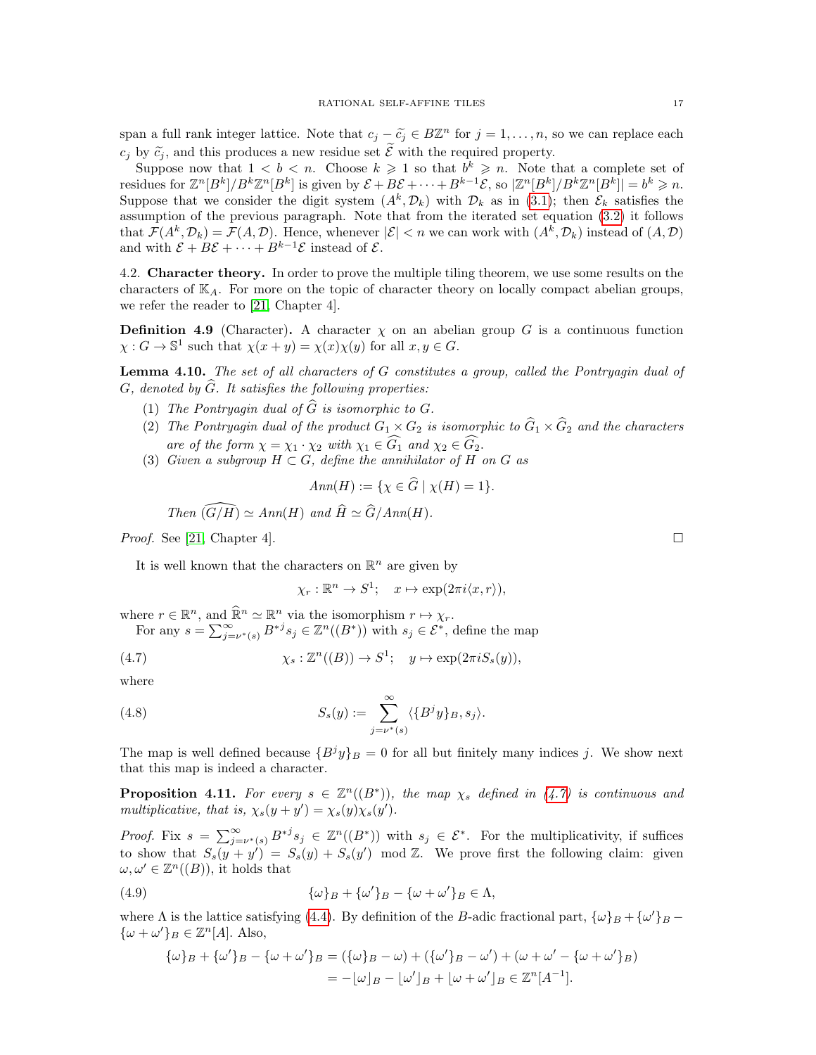span a full rank integer lattice. Note that $c_j - \widetilde{c}_j \in B\mathbb{Z}^n$ for $j = 1, \dots, n$, so we can replace each $c_j$ by $\widetilde{c}_j$, and this produces a new residue set $\widetilde{\mathcal{E}}$ with the required property.

Suppose now that $1 < b < n$. Choose $k \geqslant 1$ so that $b^k \geqslant n$. Note that a complete set of residues for $\mathbb{Z}^n[B^k]/B^k\mathbb{Z}^n[B^k]$ is given by $\mathcal{E} + B\mathcal{E} + \cdots + B^{k-1}\mathcal{E}$, so $|\mathbb{Z}^n[B^k]/B^k\mathbb{Z}^n[B^k]| = b^k \geqslant n$. Suppose that we consider the digit system $(A^k, \mathcal{D}_k)$ with $\mathcal{D}_k$ as in (3.1); then $\mathcal{E}_k$ satisfies the assumption of the previous paragraph. Note that from the iterated set equation (3.2) it follows that $\mathcal{F}(A^k, \mathcal{D}_k) = \mathcal{F}(A, \mathcal{D})$. Hence, whenever $|\mathcal{E}| < n$ we can work with $(A^k, \mathcal{D}_k)$ instead of $(A, \mathcal{D})$ and with $\mathcal{E} + B\mathcal{E} + \cdots + B^{k-1}\mathcal{E}$ instead of $\mathcal{E}$.

4.2. **Character theory.** In order to prove the multiple tiling theorem, we use some results on the characters of $\mathbb{K}_A$. For more on the topic of character theory on locally compact abelian groups, we refer the reader to [21, Chapter 4].

**Definition 4.9** (Character). A character $\chi$ on an abelian group $G$ is a continuous function $\chi : G \to \mathbb{S}^1$ such that $\chi(x + y) = \chi(x)\chi(y)$ for all $x, y \in G$.

**Lemma 4.10.** *The set of all characters of $G$ constitutes a group, called the Pontryagin dual of $G$, denoted by $\widehat{G}$. It satisfies the following properties:*

1. *The Pontryagin dual of $\widehat{G}$ is isomorphic to $G$.*
2. *The Pontryagin dual of the product $G_1 \times G_2$ is isomorphic to $\widehat{G_1} \times \widehat{G_2}$ and the characters are of the form $\chi = \chi_1 \cdot \chi_2$ with $\chi_1 \in \widehat{G_1}$ and $\chi_2 \in \widehat{G_2}$.*
3. *Given a subgroup $H \subset G$, define the annihilator of $H$ on $G$ as*
$$Ann(H) := \{\chi \in \widehat{G} \mid \chi(H) = 1\}.$$
*Then $\widehat{(G/H)} \simeq Ann(H)$ and $\widehat{H} \simeq \widehat{G}/Ann(H)$.*

*Proof.* See [21, Chapter 4]. $\square$

It is well known that the characters on $\mathbb{R}^n$ are given by

$$\chi_r : \mathbb{R}^n \to S^1; \quad x \mapsto \exp(2\pi i \langle x, r\rangle),$$

where $r \in \mathbb{R}^n$, and $\widehat{\mathbb{R}}^n \simeq \mathbb{R}^n$ via the isomorphism $r \mapsto \chi_r$.

For any $s = \sum_{j=\nu^*(s)}^{\infty} B^{*j} s_j \in \mathbb{Z}^n((B^*))$ with $s_j \in \mathcal{E}^*$, define the map

$$\chi_s : \mathbb{Z}^n((B)) \to S^1; \quad y \mapsto \exp(2\pi i S_s(y)), \tag{4.7}$$

where

$$S_s(y) := \sum_{j=\nu^*(s)}^{\infty} \langle \{B^j y\}_B, s_j\rangle. \tag{4.8}$$

The map is well defined because $\{B^j y\}_B = 0$ for all but finitely many indices $j$. We show next that this map is indeed a character.

**Proposition 4.11.** *For every $s \in \mathbb{Z}^n((B^*))$, the map $\chi_s$ defined in (4.7) is continuous and multiplicative, that is, $\chi_s(y + y') = \chi_s(y)\chi_s(y')$.*

*Proof.* Fix $s = \sum_{j=\nu^*(s)}^{\infty} B^{*j} s_j \in \mathbb{Z}^n((B^*))$ with $s_j \in \mathcal{E}^*$. For the multiplicativity, if suffices to show that $S_s(y + y') = S_s(y) + S_s(y') \mod \mathbb{Z}$. We prove first the following claim: given $\omega, \omega' \in \mathbb{Z}^n((B))$, it holds that

$$\{\omega\}_B + \{\omega'\}_B - \{\omega + \omega'\}_B \in \Lambda, \tag{4.9}$$

where $\Lambda$ is the lattice satisfying (4.4). By definition of the $B$-adic fractional part, $\{\omega\}_B + \{\omega'\}_B - \{\omega + \omega'\}_B \in \mathbb{Z}^n[A]$. Also,

$$\begin{aligned}
\{\omega\}_B + \{\omega'\}_B - \{\omega + \omega'\}_B &= (\{\omega\}_B - \omega) + (\{\omega'\}_B - \omega') + (\omega + \omega' - \{\omega + \omega'\}_B) \\
&= -\lfloor \omega \rfloor_B - \lfloor \omega' \rfloor_B + \lfloor \omega + \omega' \rfloor_B \in \mathbb{Z}^n[A^{-1}].
\end{aligned}$$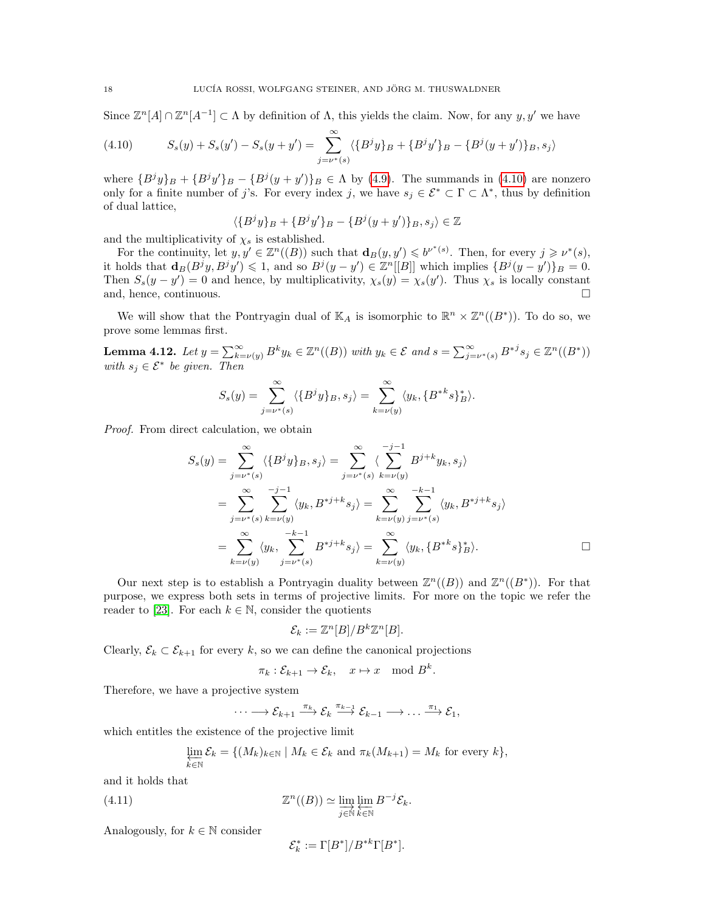Since $\mathbb{Z}^n[A] \cap \mathbb{Z}^n[A^{-1}] \subset \Lambda$ by definition of $\Lambda$, this yields the claim. Now, for any $y, y'$ we have

$$S_s(y) + S_s(y') - S_s(y+y') = \sum_{j=\nu^*(s)}^{\infty} \langle \{B^j y\}_B + \{B^j y'\}_B - \{B^j(y+y')\}_B, s_j \rangle \tag{4.10}$$

where $\{B^j y\}_B + \{B^j y'\}_B - \{B^j(y+y')\}_B \in \Lambda$ by (4.9). The summands in (4.10) are nonzero only for a finite number of $j$'s. For every index $j$, we have $s_j \in \mathcal{E}^* \subset \Gamma \subset \Lambda^*$, thus by definition of dual lattice,

$$\langle \{B^j y\}_B + \{B^j y'\}_B - \{B^j(y+y')\}_B, s_j \rangle \in \mathbb{Z}$$

and the multiplicativity of $\chi_s$ is established.

For the continuity, let $y, y' \in \mathbb{Z}^n((B))$ such that $\mathbf{d}_B(y, y') \leqslant b^{\nu^*(s)}$. Then, for every $j \geqslant \nu^*(s)$, it holds that $\mathbf{d}_B(B^j y, B^j y') \leqslant 1$, and so $B^j(y - y') \in \mathbb{Z}^n[[B]]$ which implies $\{B^j(y-y')\}_B = 0$. Then $S_s(y - y') = 0$ and hence, by multiplicativity, $\chi_s(y) = \chi_s(y')$. Thus $\chi_s$ is locally constant and, hence, continuous. $\square$

We will show that the Pontryagin dual of $\mathbb{K}_A$ is isomorphic to $\mathbb{R}^n \times \mathbb{Z}^n((B^*))$. To do so, we prove some lemmas first.

**Lemma 4.12.** *Let $y = \sum_{k=\nu(y)}^{\infty} B^k y_k \in \mathbb{Z}^n((B))$ with $y_k \in \mathcal{E}$ and $s = \sum_{j=\nu^*(s)}^{\infty} {B^*}^j s_j \in \mathbb{Z}^n((B^*))$ with $s_j \in \mathcal{E}^*$ be given. Then*

$$S_s(y) = \sum_{j=\nu^*(s)}^{\infty} \langle \{B^j y\}_B, s_j \rangle = \sum_{k=\nu(y)}^{\infty} \langle y_k, \{{B^*}^k s\}_B^* \rangle.$$

*Proof.* From direct calculation, we obtain

$$\begin{aligned}
S_s(y) &= \sum_{j=\nu^*(s)}^{\infty} \langle \{B^j y\}_B, s_j \rangle = \sum_{j=\nu^*(s)}^{\infty} \langle \sum_{k=\nu(y)}^{-j-1} B^{j+k} y_k, s_j \rangle \\
&= \sum_{j=\nu^*(s)}^{\infty} \sum_{k=\nu(y)}^{-j-1} \langle y_k, {B^*}^{j+k} s_j \rangle = \sum_{k=\nu(y)}^{\infty} \sum_{j=\nu^*(s)}^{-k-1} \langle y_k, {B^*}^{j+k} s_j \rangle \\
&= \sum_{k=\nu(y)}^{\infty} \langle y_k, \sum_{j=\nu^*(s)}^{-k-1} {B^*}^{j+k} s_j \rangle = \sum_{k=\nu(y)}^{\infty} \langle y_k, \{{B^*}^k s\}_B^* \rangle. \qquad \square
\end{aligned}$$

Our next step is to establish a Pontryagin duality between $\mathbb{Z}^n((B))$ and $\mathbb{Z}^n((B^*))$. For that purpose, we express both sets in terms of projective limits. For more on the topic we refer the reader to [23]. For each $k \in \mathbb{N}$, consider the quotients

$$\mathcal{E}_k := \mathbb{Z}^n[B]/B^k \mathbb{Z}^n[B].$$

Clearly, $\mathcal{E}_k \subset \mathcal{E}_{k+1}$ for every $k$, so we can define the canonical projections

$$\pi_k : \mathcal{E}_{k+1} \to \mathcal{E}_k, \quad x \mapsto x \mod B^k.$$

Therefore, we have a projective system

$$\cdots \longrightarrow \mathcal{E}_{k+1} \xrightarrow{\pi_k} \mathcal{E}_k \xrightarrow{\pi_{k-1}} \mathcal{E}_{k-1} \longrightarrow \ldots \xrightarrow{\pi_1} \mathcal{E}_1,$$

which entitles the existence of the projective limit

$$\varprojlim_{k\in\mathbb{N}} \mathcal{E}_k = \{(M_k)_{k\in\mathbb{N}} \mid M_k \in \mathcal{E}_k \text{ and } \pi_k(M_{k+1}) = M_k \text{ for every } k\},$$

and it holds that

$$\mathbb{Z}^n((B)) \simeq \varinjlim_{j\in\mathbb{N}} \varprojlim_{k\in\mathbb{N}} B^{-j} \mathcal{E}_k. \tag{4.11}$$

Analogously, for $k \in \mathbb{N}$ consider

$$\mathcal{E}_k^* := \Gamma[B^*]/{B^*}^k \Gamma[B^*].$$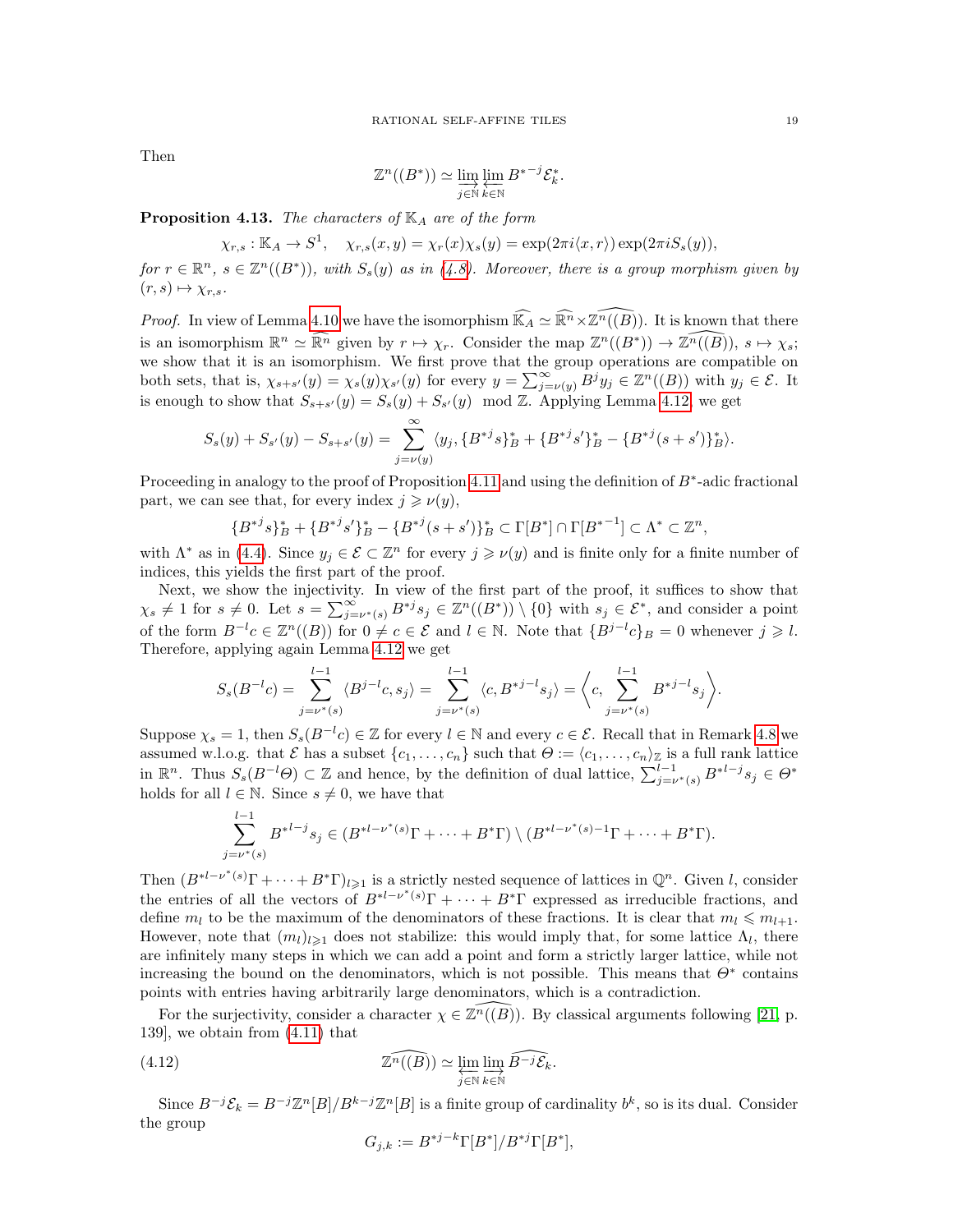Then

$$\mathbb{Z}^n((B^*)) \simeq \varinjlim_{j\in\mathbb{N}} \varprojlim_{k\in\mathbb{N}} B^{*-j}\mathcal{E}_k^*.$$

**Proposition 4.13.** *The characters of $\mathbb{K}_A$ are of the form*

$$\chi_{r,s} : \mathbb{K}_A \to S^1, \quad \chi_{r,s}(x,y) = \chi_r(x)\chi_s(y) = \exp(2\pi i\langle x, r\rangle)\exp(2\pi i S_s(y)),$$

*for $r \in \mathbb{R}^n$, $s \in \mathbb{Z}^n((B^*))$, with $S_s(y)$ as in (4.8). Moreover, there is a group morphism given by $(r,s) \mapsto \chi_{r,s}$.*

*Proof.* In view of Lemma 4.10 we have the isomorphism $\widehat{\mathbb{K}_A} \simeq \widehat{\mathbb{R}^n} \times \widehat{\mathbb{Z}^n((B))}$. It is known that there is an isomorphism $\mathbb{R}^n \simeq \widehat{\mathbb{R}^n}$ given by $r \mapsto \chi_r$. Consider the map $\mathbb{Z}^n((B^*)) \to \widehat{\mathbb{Z}^n((B))}$, $s \mapsto \chi_s$; we show that it is an isomorphism. We first prove that the group operations are compatible on both sets, that is, $\chi_{s+s'}(y) = \chi_s(y)\chi_{s'}(y)$ for every $y = \sum_{j=\nu(y)}^{\infty} B^j y_j \in \mathbb{Z}^n((B))$ with $y_j \in \mathcal{E}$. It is enough to show that $S_{s+s'}(y) = S_s(y) + S_{s'}(y) \mod \mathbb{Z}$. Applying Lemma 4.12, we get

$$S_s(y) + S_{s'}(y) - S_{s+s'}(y) = \sum_{j=\nu(y)}^{\infty} \langle y_j, \{B^{*j}s\}_B^* + \{B^{*j}s'\}_B^* - \{B^{*j}(s+s')\}_B^*\rangle.$$

Proceeding in analogy to the proof of Proposition 4.11 and using the definition of $B^*$-adic fractional part, we can see that, for every index $j \geqslant \nu(y)$,

$$\{B^{*j}s\}_B^* + \{B^{*j}s'\}_B^* - \{B^{*j}(s+s')\}_B^* \subset \Gamma[B^*] \cap \Gamma[B^{*^{-1}}] \subset \Lambda^* \subset \mathbb{Z}^n,$$

with $\Lambda^*$ as in (4.4). Since $y_j \in \mathcal{E} \subset \mathbb{Z}^n$ for every $j \geqslant \nu(y)$ and is finite only for a finite number of indices, this yields the first part of the proof.

Next, we show the injectivity. In view of the first part of the proof, it suffices to show that $\chi_s \neq 1$ for $s \neq 0$. Let $s = \sum_{j=\nu^*(s)}^{\infty} B^{*j}s_j \in \mathbb{Z}^n((B^*)) \setminus \{0\}$ with $s_j \in \mathcal{E}^*$, and consider a point of the form $B^{-l}c \in \mathbb{Z}^n((B))$ for $0 \neq c \in \mathcal{E}$ and $l \in \mathbb{N}$. Note that $\{B^{j-l}c\}_B = 0$ whenever $j \geqslant l$. Therefore, applying again Lemma 4.12 we get

$$S_s(B^{-l}c) = \sum_{j=\nu^*(s)}^{l-1} \langle B^{j-l}c, s_j\rangle = \sum_{j=\nu^*(s)}^{l-1} \langle c, B^{*j-l}s_j\rangle = \left\langle c, \sum_{j=\nu^*(s)}^{l-1} B^{*j-l}s_j \right\rangle.$$

Suppose $\chi_s = 1$, then $S_s(B^{-l}c) \in \mathbb{Z}$ for every $l \in \mathbb{N}$ and every $c \in \mathcal{E}$. Recall that in Remark 4.8 we assumed w.l.o.g. that $\mathcal{E}$ has a subset $\{c_1, \ldots, c_n\}$ such that $\Theta := \langle c_1, \ldots, c_n\rangle_{\mathbb{Z}}$ is a full rank lattice in $\mathbb{R}^n$. Thus $S_s(B^{-l}\Theta) \subset \mathbb{Z}$ and hence, by the definition of dual lattice, $\sum_{j=\nu^*(s)}^{l-1} B^{*l-j}s_j \in \Theta^*$ holds for all $l \in \mathbb{N}$. Since $s \neq 0$, we have that

$$\sum_{j=\nu^*(s)}^{l-1} B^{*l-j}s_j \in (B^{*l-\nu^*(s)}\Gamma + \cdots + B^*\Gamma) \setminus (B^{*l-\nu^*(s)-1}\Gamma + \cdots + B^*\Gamma).$$

Then $(B^{*l-\nu^*(s)}\Gamma + \cdots + B^*\Gamma)_{l\geqslant 1}$ is a strictly nested sequence of lattices in $\mathbb{Q}^n$. Given $l$, consider the entries of all the vectors of $B^{*l-\nu^*(s)}\Gamma + \cdots + B^*\Gamma$ expressed as irreducible fractions, and define $m_l$ to be the maximum of the denominators of these fractions. It is clear that $m_l \leqslant m_{l+1}$. However, note that $(m_l)_{l\geqslant 1}$ does not stabilize: this would imply that, for some lattice $\Lambda_l$, there are infinitely many steps in which we can add a point and form a strictly larger lattice, while not increasing the bound on the denominators, which is not possible. This means that $\Theta^*$ contains points with entries having arbitrarily large denominators, which is a contradiction.

For the surjectivity, consider a character $\chi \in \widehat{\mathbb{Z}^n((B))}$. By classical arguments following [21, p. 139], we obtain from (4.11) that

$$\widehat{\mathbb{Z}^n((B))} \simeq \varprojlim_{j\in\mathbb{N}} \varinjlim_{k\in\mathbb{N}} \widehat{B^{-j}\mathcal{E}_k}. \tag{4.12}$$

Since $B^{-j}\mathcal{E}_k = B^{-j}\mathbb{Z}^n[B]/B^{k-j}\mathbb{Z}^n[B]$ is a finite group of cardinality $b^k$, so is its dual. Consider the group

$$G_{j,k} := B^{*j-k}\Gamma[B^*]/B^{*j}\Gamma[B^*],$$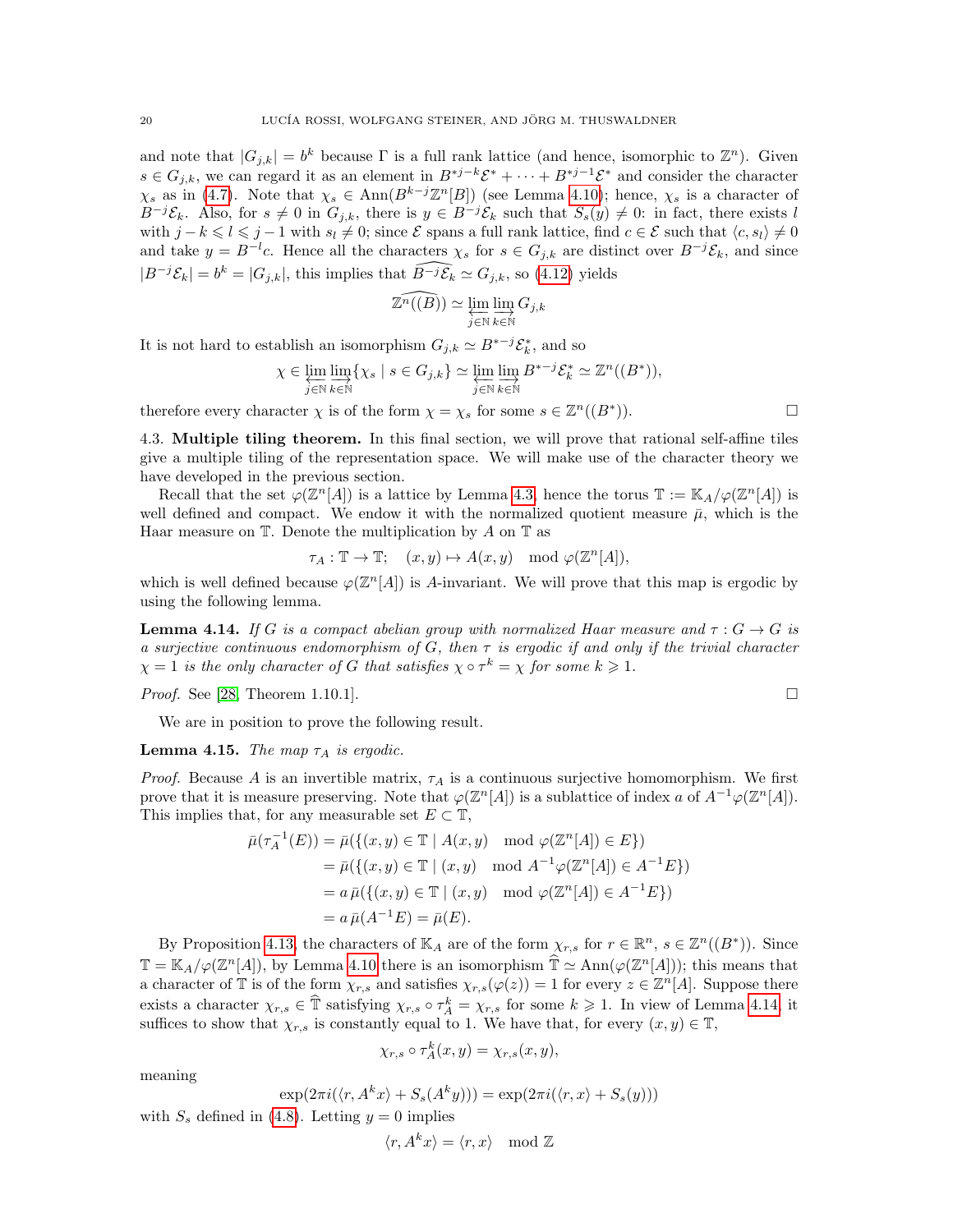and note that $|G_{j,k}| = b^k$ because $\Gamma$ is a full rank lattice (and hence, isomorphic to $\mathbb{Z}^n$). Given $s \in G_{j,k}$, we can regard it as an element in $B^{*j-k}\mathcal{E}^* + \cdots + B^{*j-1}\mathcal{E}^*$ and consider the character $\chi_s$ as in (4.7). Note that $\chi_s \in \mathrm{Ann}(B^{k-j}\mathbb{Z}^n[B])$ (see Lemma 4.10); hence, $\chi_s$ is a character of $B^{-j}\mathcal{E}_k$. Also, for $s \neq 0$ in $G_{j,k}$, there is $y \in B^{-j}\mathcal{E}_k$ such that $S_s(y) \neq 0$: in fact, there exists $l$ with $j - k \leqslant l \leqslant j - 1$ with $s_l \neq 0$; since $\mathcal{E}$ spans a full rank lattice, find $c \in \mathcal{E}$ such that $\langle c, s_l \rangle \neq 0$ and take $y = B^{-l}c$. Hence all the characters $\chi_s$ for $s \in G_{j,k}$ are distinct over $B^{-j}\mathcal{E}_k$, and since $|B^{-j}\mathcal{E}_k| = b^k = |G_{j,k}|$, this implies that $\widehat{B^{-j}\mathcal{E}_k} \simeq G_{j,k}$, so (4.12) yields

$$\widehat{\mathbb{Z}^n((B))} \simeq \varprojlim_{j \in \mathbb{N}} \varinjlim_{k \in \mathbb{N}} G_{j,k}$$

It is not hard to establish an isomorphism $G_{j,k} \simeq B^{*-j}\mathcal{E}_k^*$, and so

$$\chi \in \varprojlim_{j \in \mathbb{N}} \varinjlim_{k \in \mathbb{N}} \{\chi_s \mid s \in G_{j,k}\} \simeq \varprojlim_{j \in \mathbb{N}} \varinjlim_{k \in \mathbb{N}} B^{*-j}\mathcal{E}_k^* \simeq \mathbb{Z}^n((B^*)),$$

therefore every character $\chi$ is of the form $\chi = \chi_s$ for some $s \in \mathbb{Z}^n((B^*))$. □

4.3. **Multiple tiling theorem.** In this final section, we will prove that rational self-affine tiles give a multiple tiling of the representation space. We will make use of the character theory we have developed in the previous section.

Recall that the set $\varphi(\mathbb{Z}^n[A])$ is a lattice by Lemma 4.3, hence the torus $\mathbb{T} := \mathbb{K}_A/\varphi(\mathbb{Z}^n[A])$ is well defined and compact. We endow it with the normalized quotient measure $\bar{\mu}$, which is the Haar measure on $\mathbb{T}$. Denote the multiplication by $A$ on $\mathbb{T}$ as

$$\tau_A : \mathbb{T} \to \mathbb{T}; \quad (x, y) \mapsto A(x, y) \mod \varphi(\mathbb{Z}^n[A]),$$

which is well defined because $\varphi(\mathbb{Z}^n[A])$ is $A$-invariant. We will prove that this map is ergodic by using the following lemma.

**Lemma 4.14.** *If $G$ is a compact abelian group with normalized Haar measure and $\tau : G \to G$ is a surjective continuous endomorphism of $G$, then $\tau$ is ergodic if and only if the trivial character $\chi = 1$ is the only character of $G$ that satisfies $\chi \circ \tau^k = \chi$ for some $k \geqslant 1$.*

*Proof.* See [28, Theorem 1.10.1]. □

We are in position to prove the following result.

**Lemma 4.15.** *The map $\tau_A$ is ergodic.*

*Proof.* Because $A$ is an invertible matrix, $\tau_A$ is a continuous surjective homomorphism. We first prove that it is measure preserving. Note that $\varphi(\mathbb{Z}^n[A])$ is a sublattice of index $a$ of $A^{-1}\varphi(\mathbb{Z}^n[A])$. This implies that, for any measurable set $E \subset \mathbb{T}$,

$$\begin{aligned}
\bar{\mu}(\tau_A^{-1}(E)) &= \bar{\mu}(\{(x, y) \in \mathbb{T} \mid A(x, y) \mod \varphi(\mathbb{Z}^n[A]) \in E\}) \\
&= \bar{\mu}(\{(x, y) \in \mathbb{T} \mid (x, y) \mod A^{-1}\varphi(\mathbb{Z}^n[A]) \in A^{-1}E\}) \\
&= a\,\bar{\mu}(\{(x, y) \in \mathbb{T} \mid (x, y) \mod \varphi(\mathbb{Z}^n[A]) \in A^{-1}E\}) \\
&= a\,\bar{\mu}(A^{-1}E) = \bar{\mu}(E).
\end{aligned}$$

By Proposition 4.13, the characters of $\mathbb{K}_A$ are of the form $\chi_{r,s}$ for $r \in \mathbb{R}^n$, $s \in \mathbb{Z}^n((B^*))$. Since $\mathbb{T} = \mathbb{K}_A/\varphi(\mathbb{Z}^n[A])$, by Lemma 4.10 there is an isomorphism $\widehat{\mathbb{T}} \simeq \mathrm{Ann}(\varphi(\mathbb{Z}^n[A]))$; this means that a character of $\mathbb{T}$ is of the form $\chi_{r,s}$ and satisfies $\chi_{r,s}(\varphi(z)) = 1$ for every $z \in \mathbb{Z}^n[A]$. Suppose there exists a character $\chi_{r,s} \in \widehat{\mathbb{T}}$ satisfying $\chi_{r,s} \circ \tau_A^k = \chi_{r,s}$ for some $k \geqslant 1$. In view of Lemma 4.14, it suffices to show that $\chi_{r,s}$ is constantly equal to 1. We have that, for every $(x, y) \in \mathbb{T}$,

$$\chi_{r,s} \circ \tau_A^k(x, y) = \chi_{r,s}(x, y),$$

meaning

$$\exp(2\pi i(\langle r, A^k x\rangle + S_s(A^k y))) = \exp(2\pi i(\langle r, x\rangle + S_s(y)))$$

with $S_s$ defined in (4.8). Letting $y = 0$ implies

$$\langle r, A^k x\rangle = \langle r, x\rangle \mod \mathbb{Z}$$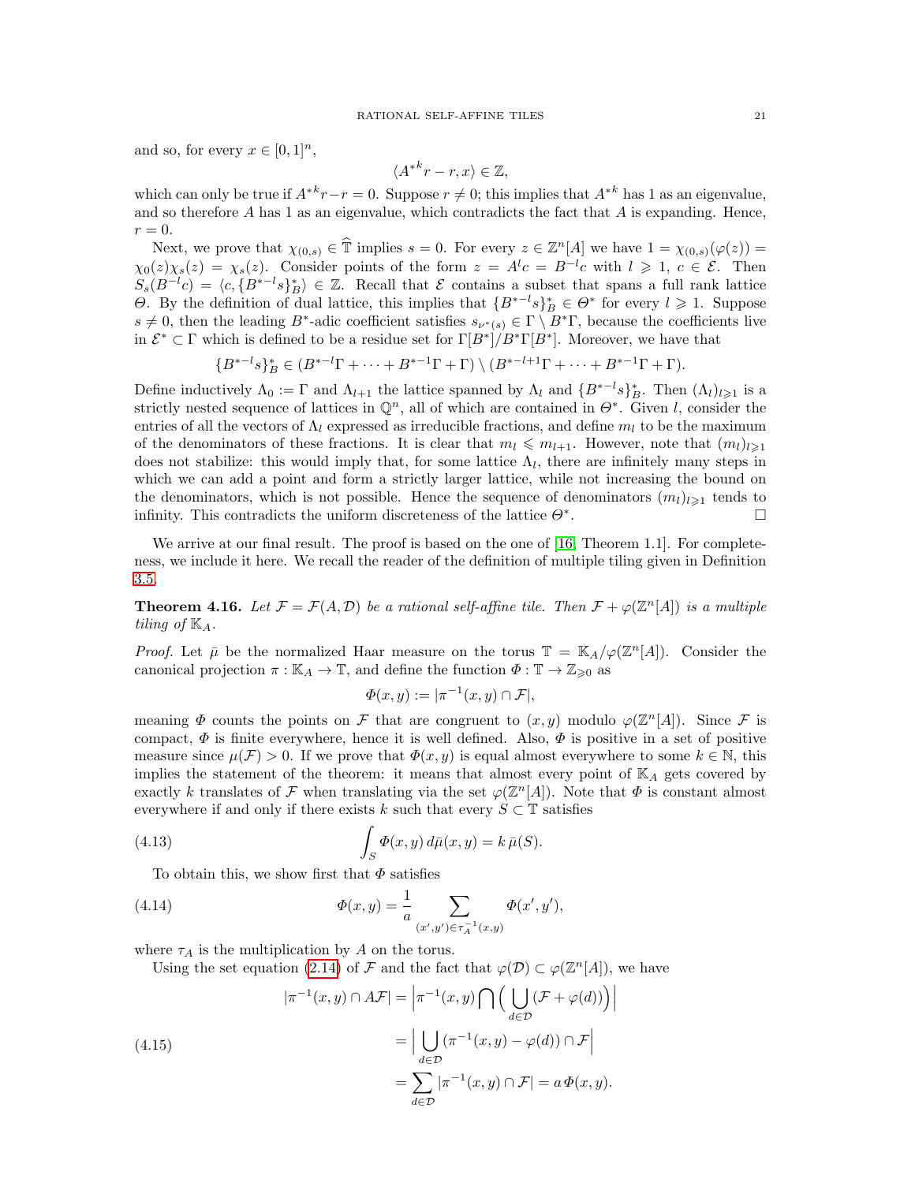and so, for every $x \in [0,1]^n$,

$$\langle {A^*}^k r - r, x\rangle \in \mathbb{Z},$$

which can only be true if ${A^*}^k r - r = 0$. Suppose $r \neq 0$; this implies that ${A^*}^k$ has 1 as an eigenvalue, and so therefore $A$ has 1 as an eigenvalue, which contradicts the fact that $A$ is expanding. Hence, $r = 0$.

Next, we prove that $\chi_{(0,s)} \in \widehat{\mathbb{T}}$ implies $s = 0$. For every $z \in \mathbb{Z}^n[A]$ we have $1 = \chi_{(0,s)}(\varphi(z)) = \chi_0(z)\chi_s(z) = \chi_s(z)$. Consider points of the form $z = A^l c = B^{-l}c$ with $l \geqslant 1$, $c \in \mathcal{E}$. Then $S_s(B^{-l}c) = \langle c, \{B^{*-l}s\}_B^*\rangle \in \mathbb{Z}$. Recall that $\mathcal{E}$ contains a subset that spans a full rank lattice $\Theta$. By the definition of dual lattice, this implies that $\{B^{*-l}s\}_B^* \in \Theta^*$ for every $l \geqslant 1$. Suppose $s \neq 0$, then the leading $B^*$-adic coefficient satisfies $s_{\nu^*(s)} \in \Gamma \setminus B^*\Gamma$, because the coefficients live in $\mathcal{E}^* \subset \Gamma$ which is defined to be a residue set for $\Gamma[B^*]/B^*\Gamma[B^*]$. Moreover, we have that

$$\{B^{*-l}s\}_B^* \in (B^{*-l}\Gamma + \cdots + B^{*-1}\Gamma + \Gamma) \setminus (B^{*-l+1}\Gamma + \cdots + B^{*-1}\Gamma + \Gamma).$$

Define inductively $\Lambda_0 := \Gamma$ and $\Lambda_{l+1}$ the lattice spanned by $\Lambda_l$ and $\{B^{*-l}s\}_B^*$. Then $(\Lambda_l)_{l\geqslant 1}$ is a strictly nested sequence of lattices in $\mathbb{Q}^n$, all of which are contained in $\Theta^*$. Given $l$, consider the entries of all the vectors of $\Lambda_l$ expressed as irreducible fractions, and define $m_l$ to be the maximum of the denominators of these fractions. It is clear that $m_l \leqslant m_{l+1}$. However, note that $(m_l)_{l\geqslant 1}$ does not stabilize: this would imply that, for some lattice $\Lambda_l$, there are infinitely many steps in which we can add a point and form a strictly larger lattice, while not increasing the bound on the denominators, which is not possible. Hence the sequence of denominators $(m_l)_{l\geqslant 1}$ tends to infinity. This contradicts the uniform discreteness of the lattice $\Theta^*$. $\square$

We arrive at our final result. The proof is based on the one of [16, Theorem 1.1]. For completeness, we include it here. We recall the reader of the definition of multiple tiling given in Definition 3.5.

**Theorem 4.16.** *Let $\mathcal{F} = \mathcal{F}(A, \mathcal{D})$ be a rational self-affine tile. Then $\mathcal{F} + \varphi(\mathbb{Z}^n[A])$ is a multiple tiling of $\mathbb{K}_A$.*

*Proof.* Let $\bar{\mu}$ be the normalized Haar measure on the torus $\mathbb{T} = \mathbb{K}_A/\varphi(\mathbb{Z}^n[A])$. Consider the canonical projection $\pi : \mathbb{K}_A \to \mathbb{T}$, and define the function $\Phi : \mathbb{T} \to \mathbb{Z}_{\geqslant 0}$ as

$$\Phi(x,y) := |\pi^{-1}(x,y) \cap \mathcal{F}|,$$

meaning $\Phi$ counts the points on $\mathcal{F}$ that are congruent to $(x,y)$ modulo $\varphi(\mathbb{Z}^n[A])$. Since $\mathcal{F}$ is compact, $\Phi$ is finite everywhere, hence it is well defined. Also, $\Phi$ is positive in a set of positive measure since $\mu(\mathcal{F}) > 0$. If we prove that $\Phi(x,y)$ is equal almost everywhere to some $k \in \mathbb{N}$, this implies the statement of the theorem: it means that almost every point of $\mathbb{K}_A$ gets covered by exactly $k$ translates of $\mathcal{F}$ when translating via the set $\varphi(\mathbb{Z}^n[A])$. Note that $\Phi$ is constant almost everywhere if and only if there exists $k$ such that every $S \subset \mathbb{T}$ satisfies

$$\int_S \Phi(x,y)\, d\bar{\mu}(x,y) = k\, \bar{\mu}(S). \tag{4.13}$$

To obtain this, we show first that $\Phi$ satisfies

$$\Phi(x,y) = \frac{1}{a} \sum_{(x',y') \in \tau_A^{-1}(x,y)} \Phi(x',y'), \tag{4.14}$$

where $\tau_A$ is the multiplication by $A$ on the torus.

Using the set equation (2.14) of $\mathcal{F}$ and the fact that $\varphi(\mathcal{D}) \subset \varphi(\mathbb{Z}^n[A])$, we have

$$\begin{aligned}
|\pi^{-1}(x,y) \cap A\mathcal{F}| &= \Big|\pi^{-1}(x,y) \bigcap \Big(\bigcup_{d\in\mathcal{D}} (\mathcal{F} + \varphi(d))\Big)\Big| \\
&= \Big|\bigcup_{d\in\mathcal{D}} (\pi^{-1}(x,y) - \varphi(d)) \cap \mathcal{F}\Big| \\
&= \sum_{d\in\mathcal{D}} |\pi^{-1}(x,y) \cap \mathcal{F}| = a\,\Phi(x,y).
\end{aligned} \tag{4.15}$$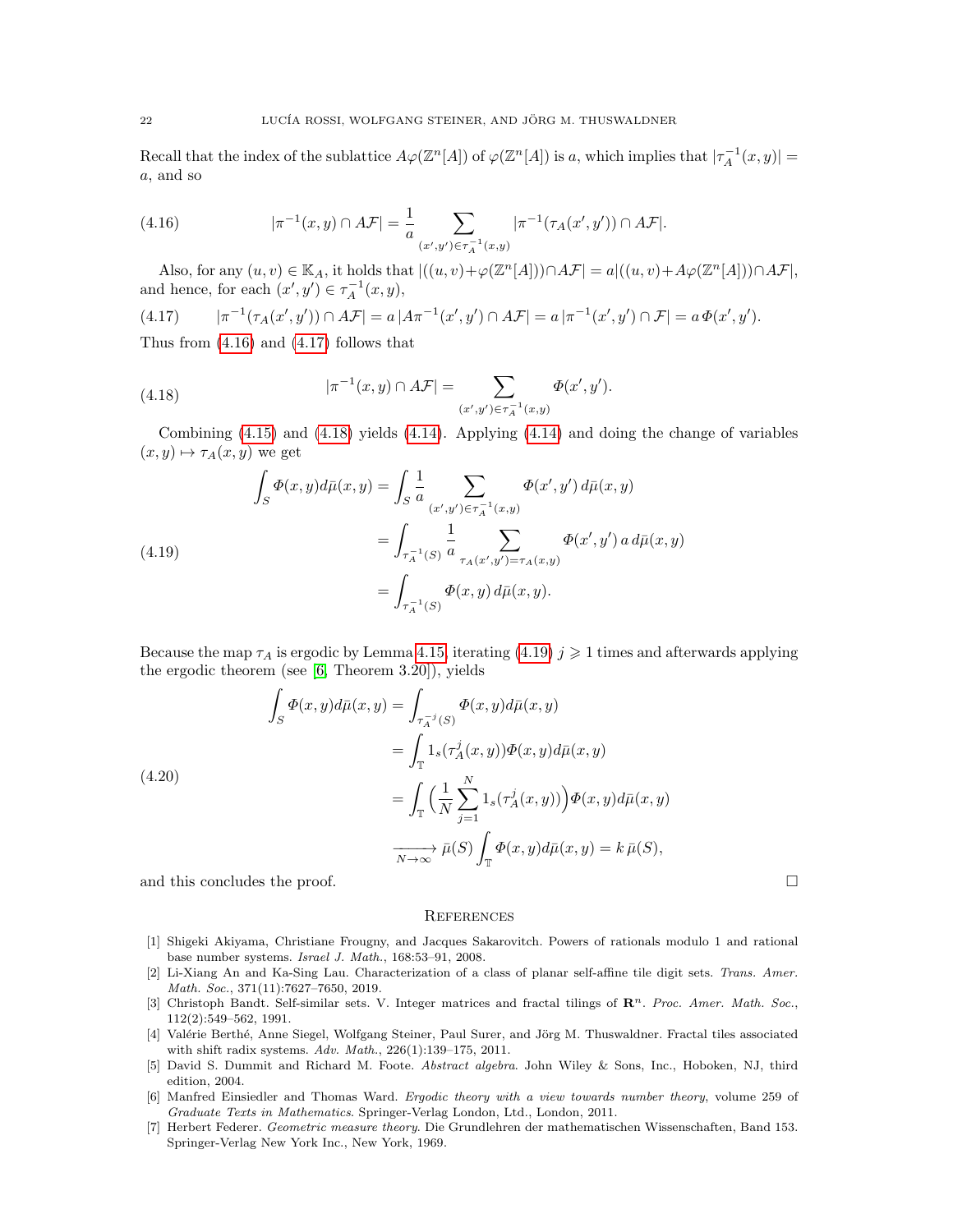Recall that the index of the sublattice $A\varphi(\mathbb{Z}^n[A])$ of $\varphi(\mathbb{Z}^n[A])$ is $a$, which implies that $|\tau_A^{-1}(x,y)| = a$, and so

$$|\pi^{-1}(x,y) \cap A\mathcal{F}| = \frac{1}{a} \sum_{(x',y') \in \tau_A^{-1}(x,y)} |\pi^{-1}(\tau_A(x',y')) \cap A\mathcal{F}|. \tag{4.16}$$

Also, for any $(u,v) \in \mathbb{K}_A$, it holds that $|((u,v)+\varphi(\mathbb{Z}^n[A])) \cap A\mathcal{F}| = a|((u,v)+A\varphi(\mathbb{Z}^n[A])) \cap A\mathcal{F}|$, and hence, for each $(x',y') \in \tau_A^{-1}(x,y)$,

$$|\pi^{-1}(\tau_A(x',y')) \cap A\mathcal{F}| = a\,|A\pi^{-1}(x',y') \cap A\mathcal{F}| = a\,|\pi^{-1}(x',y') \cap \mathcal{F}| = a\,\Phi(x',y'). \tag{4.17}$$

Thus from (4.16) and (4.17) follows that

$$|\pi^{-1}(x,y) \cap A\mathcal{F}| = \sum_{(x',y') \in \tau_A^{-1}(x,y)} \Phi(x',y'). \tag{4.18}$$

Combining (4.15) and (4.18) yields (4.14). Applying (4.14) and doing the change of variables $(x,y) \mapsto \tau_A(x,y)$ we get

$$\begin{aligned}
\int_S \Phi(x,y) d\bar{\mu}(x,y) &= \int_S \frac{1}{a} \sum_{(x',y') \in \tau_A^{-1}(x,y)} \Phi(x',y')\, d\bar{\mu}(x,y) \\
&= \int_{\tau_A^{-1}(S)} \frac{1}{a} \sum_{\tau_A(x',y') = \tau_A(x,y)} \Phi(x',y')\, a\, d\bar{\mu}(x,y) \\
&= \int_{\tau_A^{-1}(S)} \Phi(x,y)\, d\bar{\mu}(x,y).
\end{aligned} \tag{4.19}$$

Because the map $\tau_A$ is ergodic by Lemma 4.15, iterating (4.19) $j \geqslant 1$ times and afterwards applying the ergodic theorem (see [6, Theorem 3.20]), yields

$$\begin{aligned}
\int_S \Phi(x,y) d\bar{\mu}(x,y) &= \int_{\tau_A^{-j}(S)} \Phi(x,y) d\bar{\mu}(x,y) \\
&= \int_{\mathbb{T}} 1_s(\tau_A^j(x,y)) \Phi(x,y) d\bar{\mu}(x,y) \\
&= \int_{\mathbb{T}} \Big( \frac{1}{N} \sum_{j=1}^{N} 1_s(\tau_A^j(x,y)) \Big) \Phi(x,y) d\bar{\mu}(x,y) \\
&\xrightarrow[N \to \infty]{} \bar{\mu}(S) \int_{\mathbb{T}} \Phi(x,y) d\bar{\mu}(x,y) = k\,\bar{\mu}(S),
\end{aligned} \tag{4.20}$$

and this concludes the proof. □

## References

[1] Shigeki Akiyama, Christiane Frougny, and Jacques Sakarovitch. Powers of rationals modulo 1 and rational base number systems. *Israel J. Math.*, 168:53–91, 2008.

[2] Li-Xiang An and Ka-Sing Lau. Characterization of a class of planar self-affine tile digit sets. *Trans. Amer. Math. Soc.*, 371(11):7627–7650, 2019.

[3] Christoph Bandt. Self-similar sets. V. Integer matrices and fractal tilings of $\mathbf{R}^n$. *Proc. Amer. Math. Soc.*, 112(2):549–562, 1991.

[4] Valérie Berthé, Anne Siegel, Wolfgang Steiner, Paul Surer, and Jörg M. Thuswaldner. Fractal tiles associated with shift radix systems. *Adv. Math.*, 226(1):139–175, 2011.

[5] David S. Dummit and Richard M. Foote. *Abstract algebra*. John Wiley & Sons, Inc., Hoboken, NJ, third edition, 2004.

[6] Manfred Einsiedler and Thomas Ward. *Ergodic theory with a view towards number theory*, volume 259 of *Graduate Texts in Mathematics*. Springer-Verlag London, Ltd., London, 2011.

[7] Herbert Federer. *Geometric measure theory*. Die Grundlehren der mathematischen Wissenschaften, Band 153. Springer-Verlag New York Inc., New York, 1969.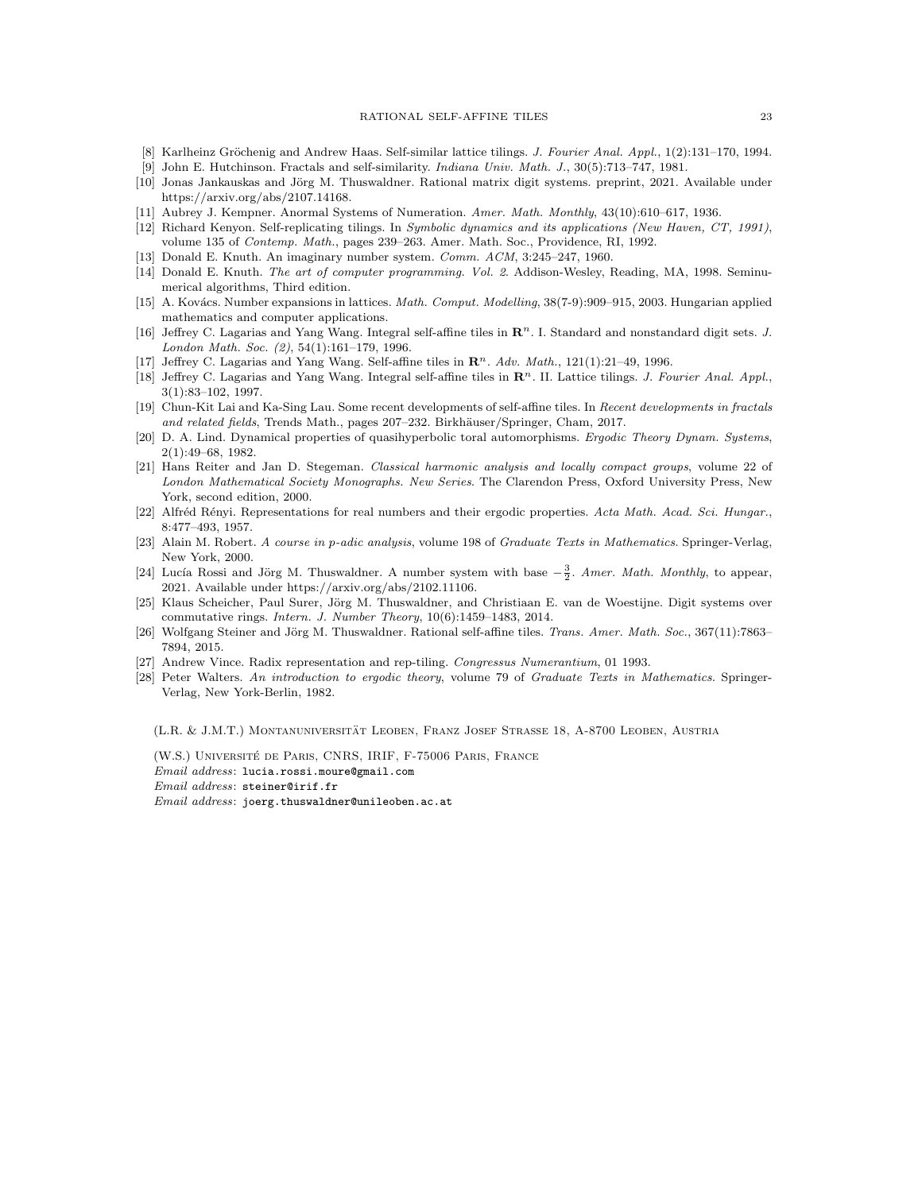[8] Karlheinz Gröchenig and Andrew Haas. Self-similar lattice tilings. *J. Fourier Anal. Appl.*, 1(2):131–170, 1994.

[9] John E. Hutchinson. Fractals and self-similarity. *Indiana Univ. Math. J.*, 30(5):713–747, 1981.

[10] Jonas Jankauskas and Jörg M. Thuswaldner. Rational matrix digit systems. preprint, 2021. Available under https://arxiv.org/abs/2107.14168.

[11] Aubrey J. Kempner. Anormal Systems of Numeration. *Amer. Math. Monthly*, 43(10):610–617, 1936.

[12] Richard Kenyon. Self-replicating tilings. In *Symbolic dynamics and its applications (New Haven, CT, 1991)*, volume 135 of *Contemp. Math.*, pages 239–263. Amer. Math. Soc., Providence, RI, 1992.

[13] Donald E. Knuth. An imaginary number system. *Comm. ACM*, 3:245–247, 1960.

[14] Donald E. Knuth. *The art of computer programming. Vol. 2*. Addison-Wesley, Reading, MA, 1998. Seminumerical algorithms, Third edition.

[15] A. Kovács. Number expansions in lattices. *Math. Comput. Modelling*, 38(7-9):909–915, 2003. Hungarian applied mathematics and computer applications.

[16] Jeffrey C. Lagarias and Yang Wang. Integral self-affine tiles in $\mathbf{R}^n$. I. Standard and nonstandard digit sets. *J. London Math. Soc. (2)*, 54(1):161–179, 1996.

[17] Jeffrey C. Lagarias and Yang Wang. Self-affine tiles in $\mathbf{R}^n$. *Adv. Math.*, 121(1):21–49, 1996.

[18] Jeffrey C. Lagarias and Yang Wang. Integral self-affine tiles in $\mathbf{R}^n$. II. Lattice tilings. *J. Fourier Anal. Appl.*, 3(1):83–102, 1997.

[19] Chun-Kit Lai and Ka-Sing Lau. Some recent developments of self-affine tiles. In *Recent developments in fractals and related fields*, Trends Math., pages 207–232. Birkhäuser/Springer, Cham, 2017.

[20] D. A. Lind. Dynamical properties of quasihyperbolic toral automorphisms. *Ergodic Theory Dynam. Systems*, 2(1):49–68, 1982.

[21] Hans Reiter and Jan D. Stegeman. *Classical harmonic analysis and locally compact groups*, volume 22 of *London Mathematical Society Monographs. New Series*. The Clarendon Press, Oxford University Press, New York, second edition, 2000.

[22] Alfréd Rényi. Representations for real numbers and their ergodic properties. *Acta Math. Acad. Sci. Hungar.*, 8:477–493, 1957.

[23] Alain M. Robert. *A course in p-adic analysis*, volume 198 of *Graduate Texts in Mathematics*. Springer-Verlag, New York, 2000.

[24] Lucía Rossi and Jörg M. Thuswaldner. A number system with base $-\frac{3}{2}$. *Amer. Math. Monthly*, to appear, 2021. Available under https://arxiv.org/abs/2102.11106.

[25] Klaus Scheicher, Paul Surer, Jörg M. Thuswaldner, and Christiaan E. van de Woestijne. Digit systems over commutative rings. *Intern. J. Number Theory*, 10(6):1459–1483, 2014.

[26] Wolfgang Steiner and Jörg M. Thuswaldner. Rational self-affine tiles. *Trans. Amer. Math. Soc.*, 367(11):7863–7894, 2015.

[27] Andrew Vince. Radix representation and rep-tiling. *Congressus Numerantium*, 01 1993.

[28] Peter Walters. *An introduction to ergodic theory*, volume 79 of *Graduate Texts in Mathematics*. Springer-Verlag, New York-Berlin, 1982.

(L.R. & J.M.T.) Montanuniversität Leoben, Franz Josef Strasse 18, A-8700 Leoben, Austria

(W.S.) Université de Paris, CNRS, IRIF, F-75006 Paris, France

*Email address*: lucia.rossi.moure@gmail.com

*Email address*: steiner@irif.fr

*Email address*: joerg.thuswaldner@unileoben.ac.at